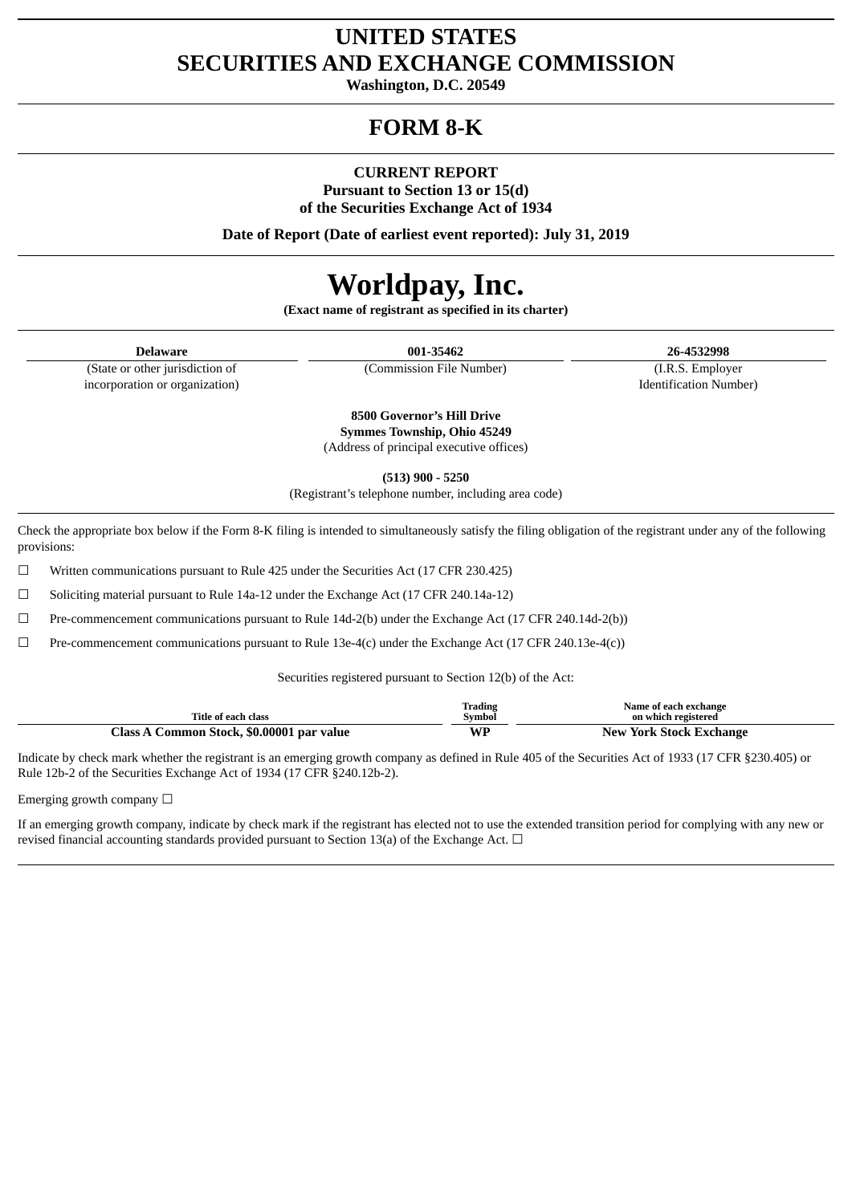# UNITED STATES
# SECURITIES AND EXCHANGE COMMISSION

**Washington, D.C. 20549**

# FORM 8-K

**CURRENT REPORT**
**Pursuant to Section 13 or 15(d)**
**of the Securities Exchange Act of 1934**

**Date of Report (Date of earliest event reported): July 31, 2019**

# Worldpay, Inc.

**(Exact name of registrant as specified in its charter)**

| **Delaware** | **001-35462** | **26-4532998** |
|---|---|---|
| (State or other jurisdiction of incorporation or organization) | (Commission File Number) | (I.R.S. Employer Identification Number) |

**8500 Governor's Hill Drive**
**Symmes Township, Ohio 45249**
(Address of principal executive offices)

**(513) 900 - 5250**
(Registrant's telephone number, including area code)

Check the appropriate box below if the Form 8-K filing is intended to simultaneously satisfy the filing obligation of the registrant under any of the following provisions:

☐ Written communications pursuant to Rule 425 under the Securities Act (17 CFR 230.425)

☐ Soliciting material pursuant to Rule 14a-12 under the Exchange Act (17 CFR 240.14a-12)

☐ Pre-commencement communications pursuant to Rule 14d-2(b) under the Exchange Act (17 CFR 240.14d-2(b))

☐ Pre-commencement communications pursuant to Rule 13e-4(c) under the Exchange Act (17 CFR 240.13e-4(c))

Securities registered pursuant to Section 12(b) of the Act:

| Title of each class | Trading Symbol | Name of each exchange on which registered |
|---|---|---|
| **Class A Common Stock, $0.00001 par value** | **WP** | **New York Stock Exchange** |

Indicate by check mark whether the registrant is an emerging growth company as defined in Rule 405 of the Securities Act of 1933 (17 CFR §230.405) or Rule 12b-2 of the Securities Exchange Act of 1934 (17 CFR §240.12b-2).

Emerging growth company ☐

If an emerging growth company, indicate by check mark if the registrant has elected not to use the extended transition period for complying with any new or revised financial accounting standards provided pursuant to Section 13(a) of the Exchange Act. ☐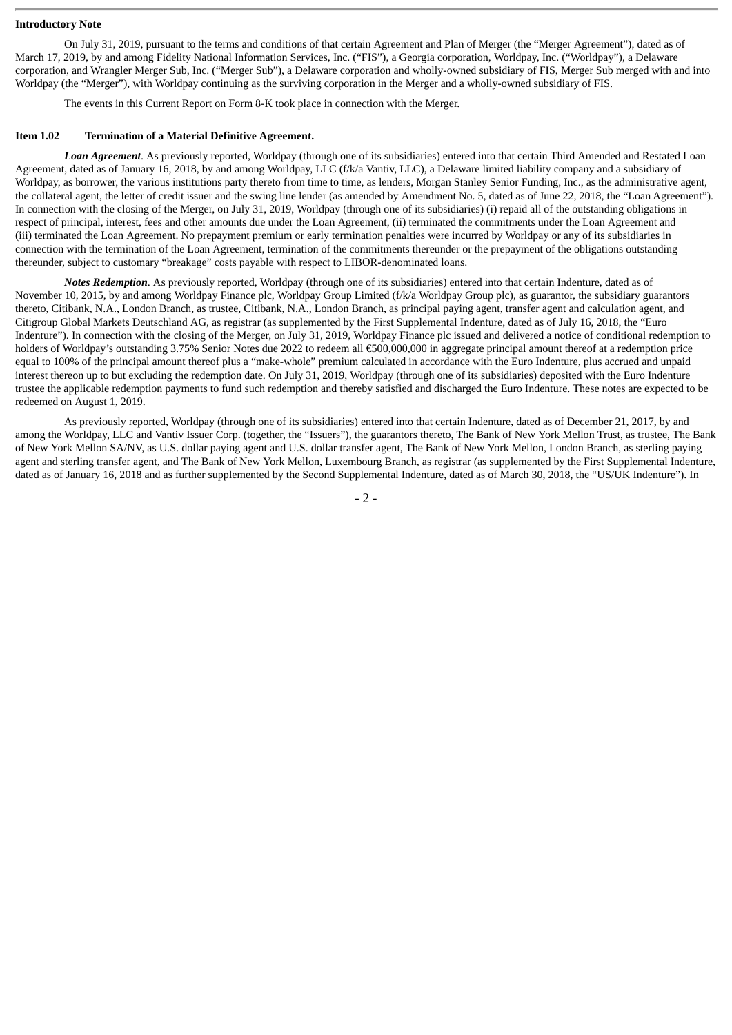**Introductory Note**

On July 31, 2019, pursuant to the terms and conditions of that certain Agreement and Plan of Merger (the "Merger Agreement"), dated as of March 17, 2019, by and among Fidelity National Information Services, Inc. ("FIS"), a Georgia corporation, Worldpay, Inc. ("Worldpay"), a Delaware corporation, and Wrangler Merger Sub, Inc. ("Merger Sub"), a Delaware corporation and wholly-owned subsidiary of FIS, Merger Sub merged with and into Worldpay (the "Merger"), with Worldpay continuing as the surviving corporation in the Merger and a wholly-owned subsidiary of FIS.

The events in this Current Report on Form 8-K took place in connection with the Merger.

**Item 1.02 Termination of a Material Definitive Agreement.**

***Loan Agreement***. As previously reported, Worldpay (through one of its subsidiaries) entered into that certain Third Amended and Restated Loan Agreement, dated as of January 16, 2018, by and among Worldpay, LLC (f/k/a Vantiv, LLC), a Delaware limited liability company and a subsidiary of Worldpay, as borrower, the various institutions party thereto from time to time, as lenders, Morgan Stanley Senior Funding, Inc., as the administrative agent, the collateral agent, the letter of credit issuer and the swing line lender (as amended by Amendment No. 5, dated as of June 22, 2018, the "Loan Agreement"). In connection with the closing of the Merger, on July 31, 2019, Worldpay (through one of its subsidiaries) (i) repaid all of the outstanding obligations in respect of principal, interest, fees and other amounts due under the Loan Agreement, (ii) terminated the commitments under the Loan Agreement and (iii) terminated the Loan Agreement. No prepayment premium or early termination penalties were incurred by Worldpay or any of its subsidiaries in connection with the termination of the Loan Agreement, termination of the commitments thereunder or the prepayment of the obligations outstanding thereunder, subject to customary "breakage" costs payable with respect to LIBOR-denominated loans.

***Notes Redemption***. As previously reported, Worldpay (through one of its subsidiaries) entered into that certain Indenture, dated as of November 10, 2015, by and among Worldpay Finance plc, Worldpay Group Limited (f/k/a Worldpay Group plc), as guarantor, the subsidiary guarantors thereto, Citibank, N.A., London Branch, as trustee, Citibank, N.A., London Branch, as principal paying agent, transfer agent and calculation agent, and Citigroup Global Markets Deutschland AG, as registrar (as supplemented by the First Supplemental Indenture, dated as of July 16, 2018, the "Euro Indenture"). In connection with the closing of the Merger, on July 31, 2019, Worldpay Finance plc issued and delivered a notice of conditional redemption to holders of Worldpay's outstanding 3.75% Senior Notes due 2022 to redeem all €500,000,000 in aggregate principal amount thereof at a redemption price equal to 100% of the principal amount thereof plus a "make-whole" premium calculated in accordance with the Euro Indenture, plus accrued and unpaid interest thereon up to but excluding the redemption date. On July 31, 2019, Worldpay (through one of its subsidiaries) deposited with the Euro Indenture trustee the applicable redemption payments to fund such redemption and thereby satisfied and discharged the Euro Indenture. These notes are expected to be redeemed on August 1, 2019.

As previously reported, Worldpay (through one of its subsidiaries) entered into that certain Indenture, dated as of December 21, 2017, by and among the Worldpay, LLC and Vantiv Issuer Corp. (together, the "Issuers"), the guarantors thereto, The Bank of New York Mellon Trust, as trustee, The Bank of New York Mellon SA/NV, as U.S. dollar paying agent and U.S. dollar transfer agent, The Bank of New York Mellon, London Branch, as sterling paying agent and sterling transfer agent, and The Bank of New York Mellon, Luxembourg Branch, as registrar (as supplemented by the First Supplemental Indenture, dated as of January 16, 2018 and as further supplemented by the Second Supplemental Indenture, dated as of March 30, 2018, the "US/UK Indenture"). In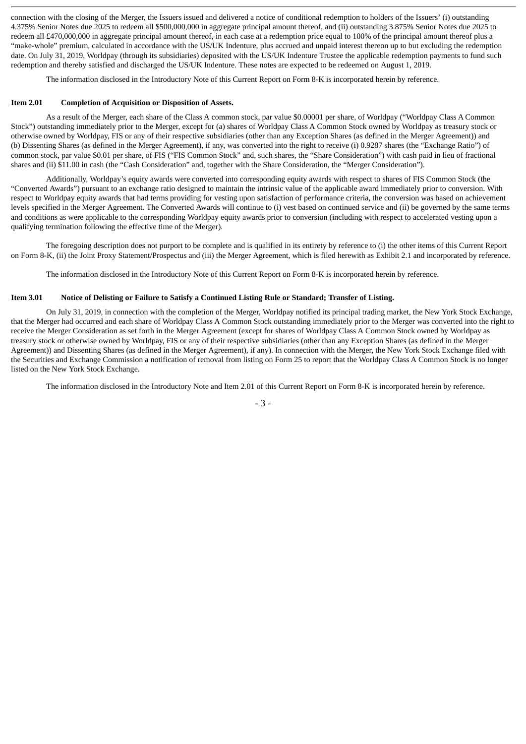connection with the closing of the Merger, the Issuers issued and delivered a notice of conditional redemption to holders of the Issuers' (i) outstanding 4.375% Senior Notes due 2025 to redeem all $500,000,000 in aggregate principal amount thereof, and (ii) outstanding 3.875% Senior Notes due 2025 to redeem all £470,000,000 in aggregate principal amount thereof, in each case at a redemption price equal to 100% of the principal amount thereof plus a "make-whole" premium, calculated in accordance with the US/UK Indenture, plus accrued and unpaid interest thereon up to but excluding the redemption date. On July 31, 2019, Worldpay (through its subsidiaries) deposited with the US/UK Indenture Trustee the applicable redemption payments to fund such redemption and thereby satisfied and discharged the US/UK Indenture. These notes are expected to be redeemed on August 1, 2019.

The information disclosed in the Introductory Note of this Current Report on Form 8-K is incorporated herein by reference.

**Item 2.01 Completion of Acquisition or Disposition of Assets.**

As a result of the Merger, each share of the Class A common stock, par value $0.00001 per share, of Worldpay ("Worldpay Class A Common Stock") outstanding immediately prior to the Merger, except for (a) shares of Worldpay Class A Common Stock owned by Worldpay as treasury stock or otherwise owned by Worldpay, FIS or any of their respective subsidiaries (other than any Exception Shares (as defined in the Merger Agreement)) and (b) Dissenting Shares (as defined in the Merger Agreement), if any, was converted into the right to receive (i) 0.9287 shares (the "Exchange Ratio") of common stock, par value $0.01 per share, of FIS ("FIS Common Stock" and, such shares, the "Share Consideration") with cash paid in lieu of fractional shares and (ii) $11.00 in cash (the "Cash Consideration" and, together with the Share Consideration, the "Merger Consideration").

Additionally, Worldpay's equity awards were converted into corresponding equity awards with respect to shares of FIS Common Stock (the "Converted Awards") pursuant to an exchange ratio designed to maintain the intrinsic value of the applicable award immediately prior to conversion. With respect to Worldpay equity awards that had terms providing for vesting upon satisfaction of performance criteria, the conversion was based on achievement levels specified in the Merger Agreement. The Converted Awards will continue to (i) vest based on continued service and (ii) be governed by the same terms and conditions as were applicable to the corresponding Worldpay equity awards prior to conversion (including with respect to accelerated vesting upon a qualifying termination following the effective time of the Merger).

The foregoing description does not purport to be complete and is qualified in its entirety by reference to (i) the other items of this Current Report on Form 8-K, (ii) the Joint Proxy Statement/Prospectus and (iii) the Merger Agreement, which is filed herewith as Exhibit 2.1 and incorporated by reference.

The information disclosed in the Introductory Note of this Current Report on Form 8-K is incorporated herein by reference.

**Item 3.01 Notice of Delisting or Failure to Satisfy a Continued Listing Rule or Standard; Transfer of Listing.**

On July 31, 2019, in connection with the completion of the Merger, Worldpay notified its principal trading market, the New York Stock Exchange, that the Merger had occurred and each share of Worldpay Class A Common Stock outstanding immediately prior to the Merger was converted into the right to receive the Merger Consideration as set forth in the Merger Agreement (except for shares of Worldpay Class A Common Stock owned by Worldpay as treasury stock or otherwise owned by Worldpay, FIS or any of their respective subsidiaries (other than any Exception Shares (as defined in the Merger Agreement)) and Dissenting Shares (as defined in the Merger Agreement), if any). In connection with the Merger, the New York Stock Exchange filed with the Securities and Exchange Commission a notification of removal from listing on Form 25 to report that the Worldpay Class A Common Stock is no longer listed on the New York Stock Exchange.

The information disclosed in the Introductory Note and Item 2.01 of this Current Report on Form 8-K is incorporated herein by reference.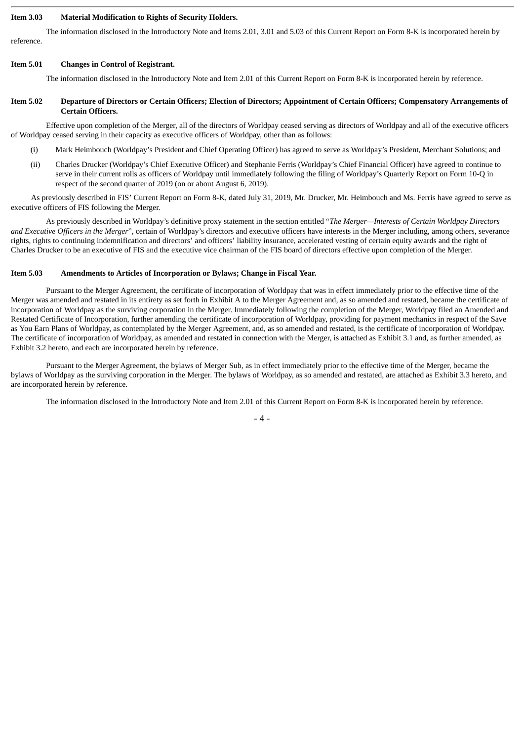**Item 3.03 Material Modification to Rights of Security Holders.**

The information disclosed in the Introductory Note and Items 2.01, 3.01 and 5.03 of this Current Report on Form 8-K is incorporated herein by reference.

**Item 5.01 Changes in Control of Registrant.**

The information disclosed in the Introductory Note and Item 2.01 of this Current Report on Form 8-K is incorporated herein by reference.

**Item 5.02 Departure of Directors or Certain Officers; Election of Directors; Appointment of Certain Officers; Compensatory Arrangements of Certain Officers.**

Effective upon completion of the Merger, all of the directors of Worldpay ceased serving as directors of Worldpay and all of the executive officers of Worldpay ceased serving in their capacity as executive officers of Worldpay, other than as follows:

(i) Mark Heimbouch (Worldpay's President and Chief Operating Officer) has agreed to serve as Worldpay's President, Merchant Solutions; and

(ii) Charles Drucker (Worldpay's Chief Executive Officer) and Stephanie Ferris (Worldpay's Chief Financial Officer) have agreed to continue to serve in their current rolls as officers of Worldpay until immediately following the filing of Worldpay's Quarterly Report on Form 10-Q in respect of the second quarter of 2019 (on or about August 6, 2019).

As previously described in FIS' Current Report on Form 8-K, dated July 31, 2019, Mr. Drucker, Mr. Heimbouch and Ms. Ferris have agreed to serve as executive officers of FIS following the Merger.

As previously described in Worldpay's definitive proxy statement in the section entitled "*The Merger—Interests of Certain Worldpay Directors and Executive Officers in the Merger*", certain of Worldpay's directors and executive officers have interests in the Merger including, among others, severance rights, rights to continuing indemnification and directors' and officers' liability insurance, accelerated vesting of certain equity awards and the right of Charles Drucker to be an executive of FIS and the executive vice chairman of the FIS board of directors effective upon completion of the Merger.

**Item 5.03 Amendments to Articles of Incorporation or Bylaws; Change in Fiscal Year.**

Pursuant to the Merger Agreement, the certificate of incorporation of Worldpay that was in effect immediately prior to the effective time of the Merger was amended and restated in its entirety as set forth in Exhibit A to the Merger Agreement and, as so amended and restated, became the certificate of incorporation of Worldpay as the surviving corporation in the Merger. Immediately following the completion of the Merger, Worldpay filed an Amended and Restated Certificate of Incorporation, further amending the certificate of incorporation of Worldpay, providing for payment mechanics in respect of the Save as You Earn Plans of Worldpay, as contemplated by the Merger Agreement, and, as so amended and restated, is the certificate of incorporation of Worldpay. The certificate of incorporation of Worldpay, as amended and restated in connection with the Merger, is attached as Exhibit 3.1 and, as further amended, as Exhibit 3.2 hereto, and each are incorporated herein by reference.

Pursuant to the Merger Agreement, the bylaws of Merger Sub, as in effect immediately prior to the effective time of the Merger, became the bylaws of Worldpay as the surviving corporation in the Merger. The bylaws of Worldpay, as so amended and restated, are attached as Exhibit 3.3 hereto, and are incorporated herein by reference.

The information disclosed in the Introductory Note and Item 2.01 of this Current Report on Form 8-K is incorporated herein by reference.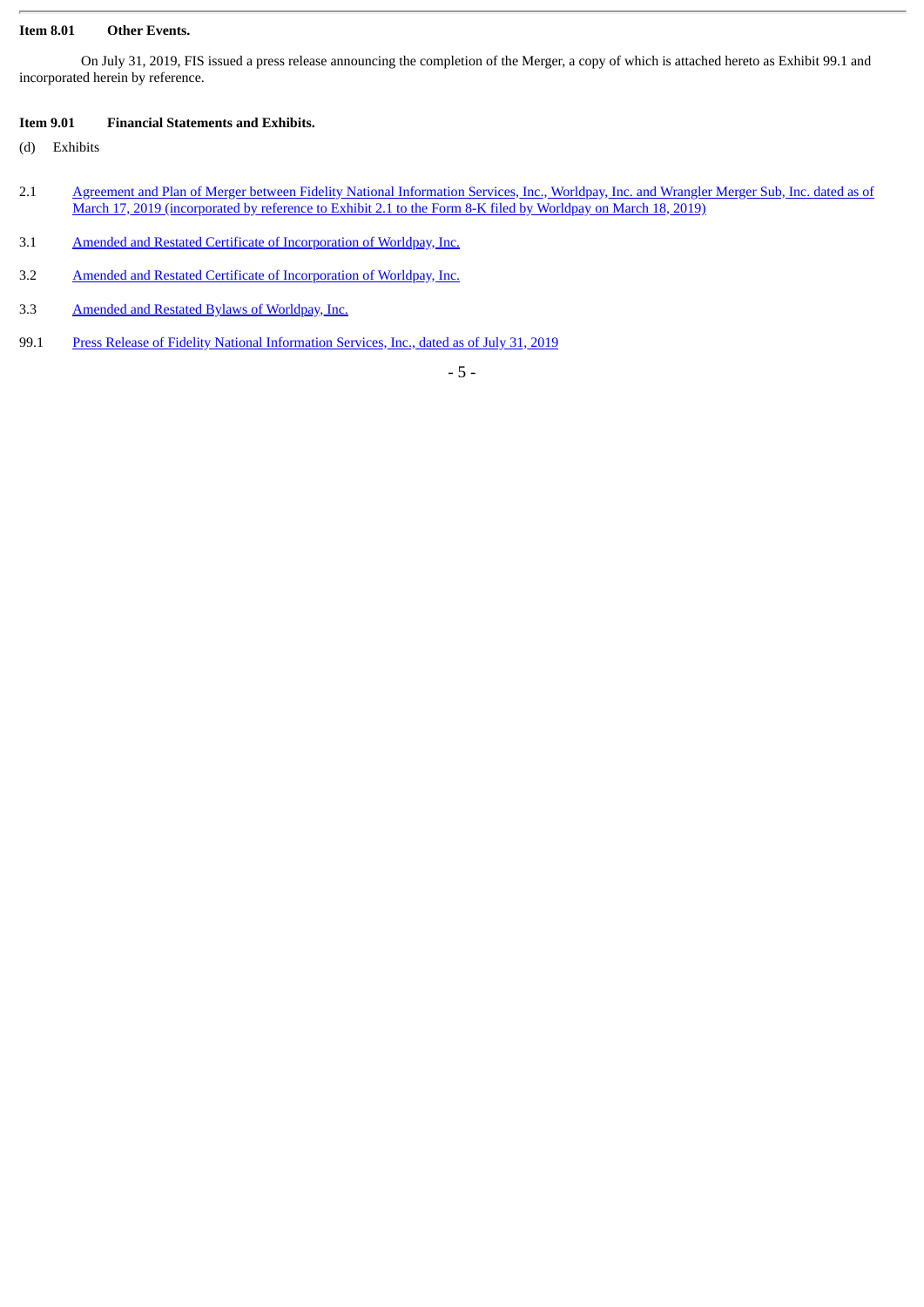**Item 8.01 Other Events.**

On July 31, 2019, FIS issued a press release announcing the completion of the Merger, a copy of which is attached hereto as Exhibit 99.1 and incorporated herein by reference.

**Item 9.01 Financial Statements and Exhibits.**

(d) Exhibits

| | |
|---|---|
| 2.1 | Agreement and Plan of Merger between Fidelity National Information Services, Inc., Worldpay, Inc. and Wrangler Merger Sub, Inc. dated as of March 17, 2019 (incorporated by reference to Exhibit 2.1 to the Form 8-K filed by Worldpay on March 18, 2019) |
| 3.1 | Amended and Restated Certificate of Incorporation of Worldpay, Inc. |
| 3.2 | Amended and Restated Certificate of Incorporation of Worldpay, Inc. |
| 3.3 | Amended and Restated Bylaws of Worldpay, Inc. |
| 99.1 | Press Release of Fidelity National Information Services, Inc., dated as of July 31, 2019 |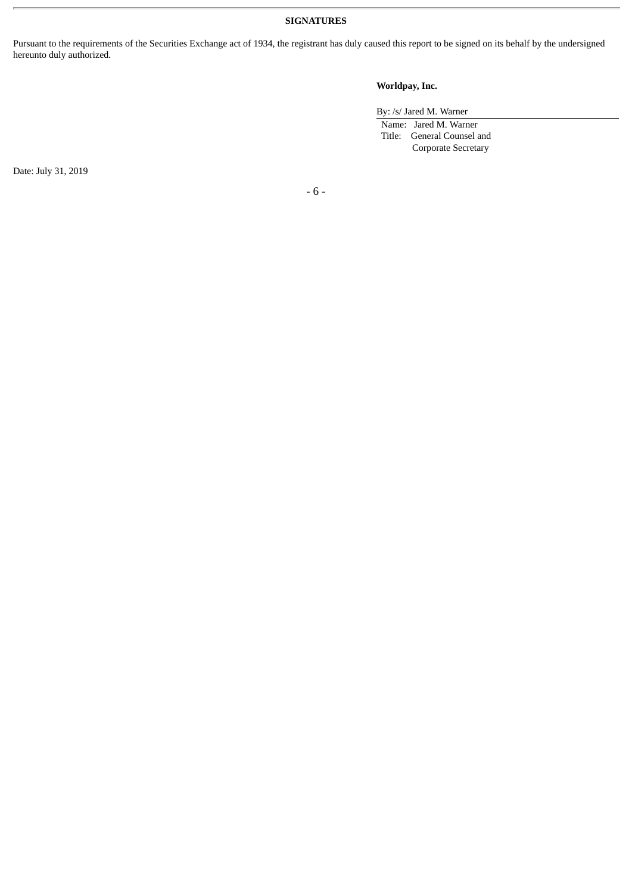**SIGNATURES**

Pursuant to the requirements of the Securities Exchange act of 1934, the registrant has duly caused this report to be signed on its behalf by the undersigned hereunto duly authorized.

**Worldpay, Inc.**

By: /s/ Jared M. Warner

Name: Jared M. Warner
Title: General Counsel and Corporate Secretary

Date: July 31, 2019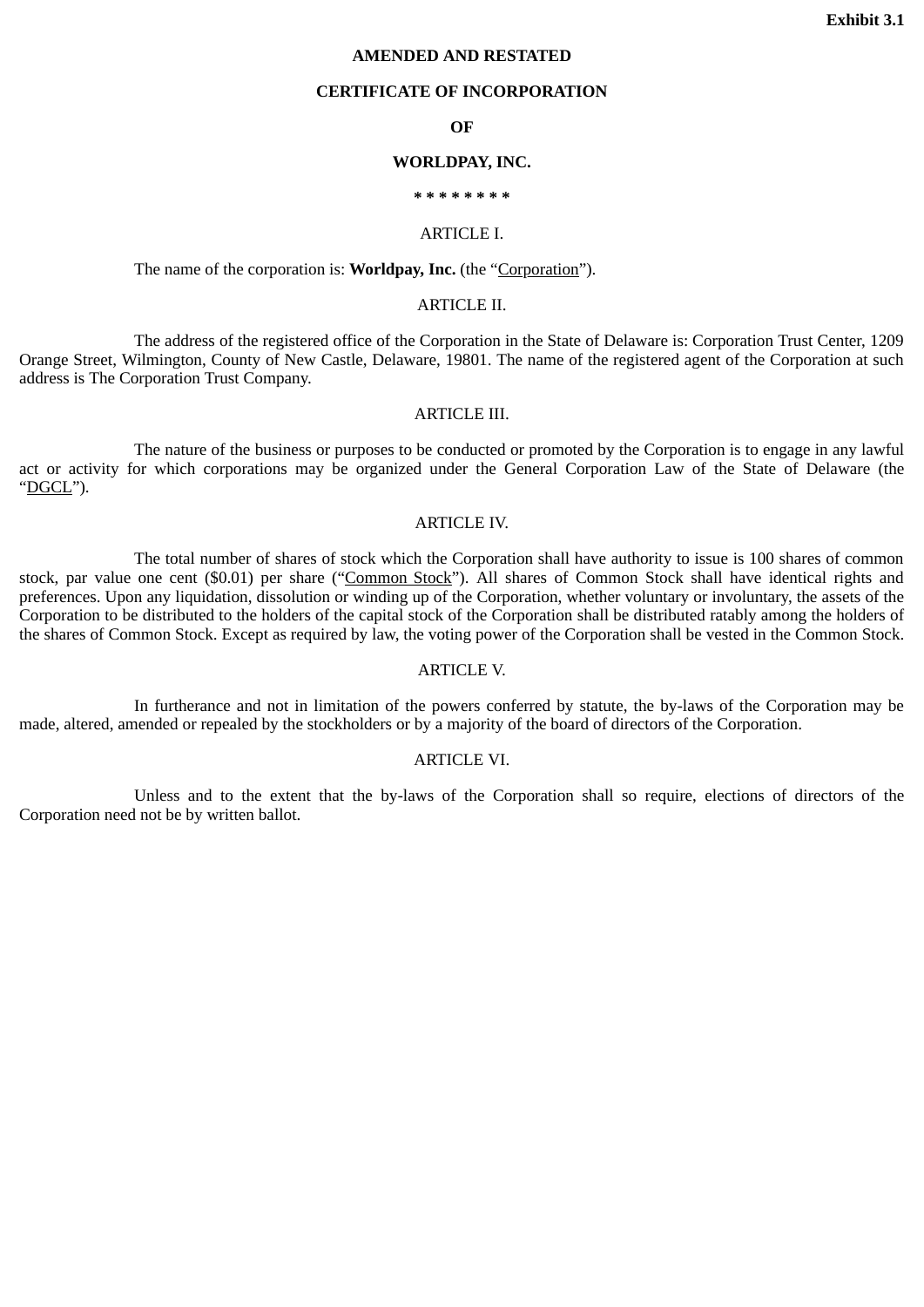**Exhibit 3.1**

**AMENDED AND RESTATED**

**CERTIFICATE OF INCORPORATION**

**OF**

**WORLDPAY, INC.**

**\* \* \* \* \* \* \* \***

ARTICLE I.

The name of the corporation is: **Worldpay, Inc.** (the "Corporation").

ARTICLE II.

The address of the registered office of the Corporation in the State of Delaware is: Corporation Trust Center, 1209 Orange Street, Wilmington, County of New Castle, Delaware, 19801. The name of the registered agent of the Corporation at such address is The Corporation Trust Company.

ARTICLE III.

The nature of the business or purposes to be conducted or promoted by the Corporation is to engage in any lawful act or activity for which corporations may be organized under the General Corporation Law of the State of Delaware (the "DGCL").

ARTICLE IV.

The total number of shares of stock which the Corporation shall have authority to issue is 100 shares of common stock, par value one cent ($0.01) per share ("Common Stock"). All shares of Common Stock shall have identical rights and preferences. Upon any liquidation, dissolution or winding up of the Corporation, whether voluntary or involuntary, the assets of the Corporation to be distributed to the holders of the capital stock of the Corporation shall be distributed ratably among the holders of the shares of Common Stock. Except as required by law, the voting power of the Corporation shall be vested in the Common Stock.

ARTICLE V.

In furtherance and not in limitation of the powers conferred by statute, the by-laws of the Corporation may be made, altered, amended or repealed by the stockholders or by a majority of the board of directors of the Corporation.

ARTICLE VI.

Unless and to the extent that the by-laws of the Corporation shall so require, elections of directors of the Corporation need not be by written ballot.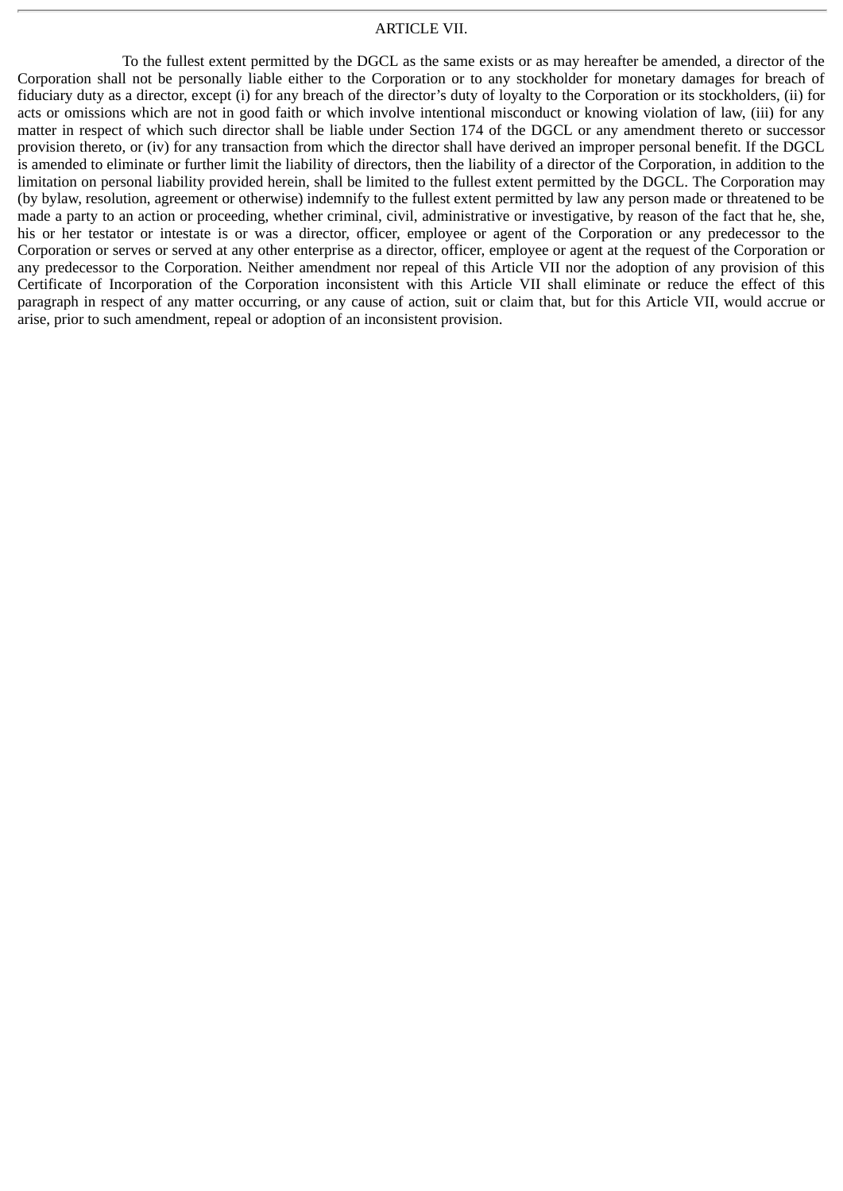## ARTICLE VII.

To the fullest extent permitted by the DGCL as the same exists or as may hereafter be amended, a director of the Corporation shall not be personally liable either to the Corporation or to any stockholder for monetary damages for breach of fiduciary duty as a director, except (i) for any breach of the director's duty of loyalty to the Corporation or its stockholders, (ii) for acts or omissions which are not in good faith or which involve intentional misconduct or knowing violation of law, (iii) for any matter in respect of which such director shall be liable under Section 174 of the DGCL or any amendment thereto or successor provision thereto, or (iv) for any transaction from which the director shall have derived an improper personal benefit. If the DGCL is amended to eliminate or further limit the liability of directors, then the liability of a director of the Corporation, in addition to the limitation on personal liability provided herein, shall be limited to the fullest extent permitted by the DGCL. The Corporation may (by bylaw, resolution, agreement or otherwise) indemnify to the fullest extent permitted by law any person made or threatened to be made a party to an action or proceeding, whether criminal, civil, administrative or investigative, by reason of the fact that he, she, his or her testator or intestate is or was a director, officer, employee or agent of the Corporation or any predecessor to the Corporation or serves or served at any other enterprise as a director, officer, employee or agent at the request of the Corporation or any predecessor to the Corporation. Neither amendment nor repeal of this Article VII nor the adoption of any provision of this Certificate of Incorporation of the Corporation inconsistent with this Article VII shall eliminate or reduce the effect of this paragraph in respect of any matter occurring, or any cause of action, suit or claim that, but for this Article VII, would accrue or arise, prior to such amendment, repeal or adoption of an inconsistent provision.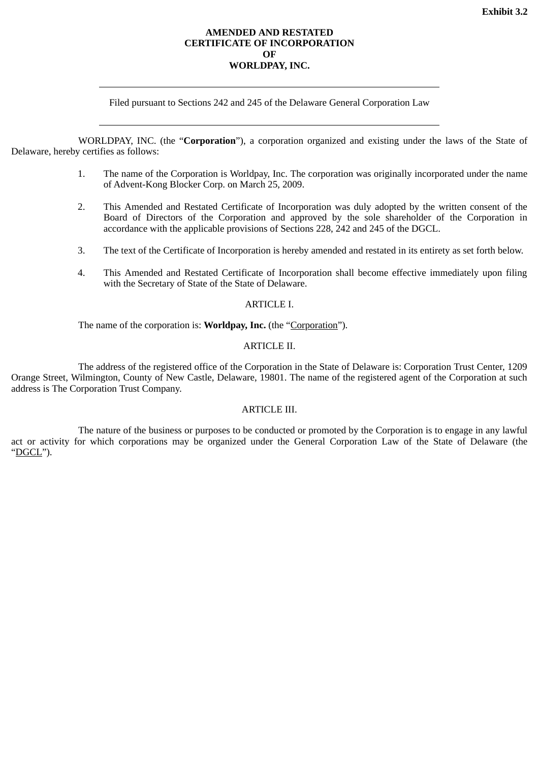**Exhibit 3.2**

# AMENDED AND RESTATED CERTIFICATE OF INCORPORATION OF WORLDPAY, INC.

---

Filed pursuant to Sections 242 and 245 of the Delaware General Corporation Law

---

WORLDPAY, INC. (the "**Corporation**"), a corporation organized and existing under the laws of the State of Delaware, hereby certifies as follows:

1. The name of the Corporation is Worldpay, Inc. The corporation was originally incorporated under the name of Advent-Kong Blocker Corp. on March 25, 2009.

2. This Amended and Restated Certificate of Incorporation was duly adopted by the written consent of the Board of Directors of the Corporation and approved by the sole shareholder of the Corporation in accordance with the applicable provisions of Sections 228, 242 and 245 of the DGCL.

3. The text of the Certificate of Incorporation is hereby amended and restated in its entirety as set forth below.

4. This Amended and Restated Certificate of Incorporation shall become effective immediately upon filing with the Secretary of State of the State of Delaware.

## ARTICLE I.

The name of the corporation is: **Worldpay, Inc.** (the "Corporation").

## ARTICLE II.

The address of the registered office of the Corporation in the State of Delaware is: Corporation Trust Center, 1209 Orange Street, Wilmington, County of New Castle, Delaware, 19801. The name of the registered agent of the Corporation at such address is The Corporation Trust Company.

## ARTICLE III.

The nature of the business or purposes to be conducted or promoted by the Corporation is to engage in any lawful act or activity for which corporations may be organized under the General Corporation Law of the State of Delaware (the "DGCL").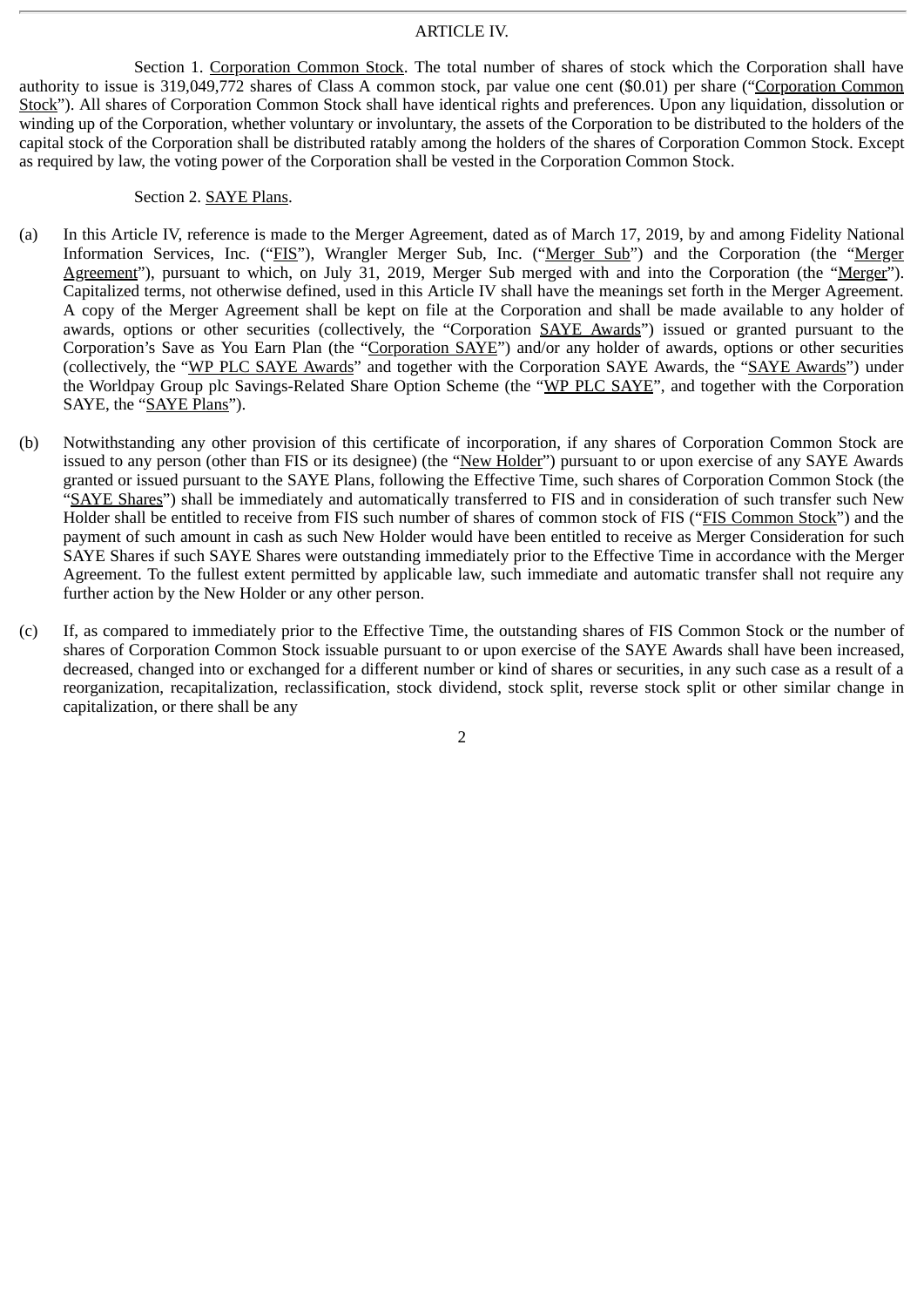ARTICLE IV.

Section 1. Corporation Common Stock. The total number of shares of stock which the Corporation shall have authority to issue is 319,049,772 shares of Class A common stock, par value one cent ($0.01) per share ("Corporation Common Stock"). All shares of Corporation Common Stock shall have identical rights and preferences. Upon any liquidation, dissolution or winding up of the Corporation, whether voluntary or involuntary, the assets of the Corporation to be distributed to the holders of the capital stock of the Corporation shall be distributed ratably among the holders of the shares of Corporation Common Stock. Except as required by law, the voting power of the Corporation shall be vested in the Corporation Common Stock.

Section 2. SAYE Plans.

(a) In this Article IV, reference is made to the Merger Agreement, dated as of March 17, 2019, by and among Fidelity National Information Services, Inc. ("FIS"), Wrangler Merger Sub, Inc. ("Merger Sub") and the Corporation (the "Merger Agreement"), pursuant to which, on July 31, 2019, Merger Sub merged with and into the Corporation (the "Merger"). Capitalized terms, not otherwise defined, used in this Article IV shall have the meanings set forth in the Merger Agreement. A copy of the Merger Agreement shall be kept on file at the Corporation and shall be made available to any holder of awards, options or other securities (collectively, the "Corporation SAYE Awards") issued or granted pursuant to the Corporation's Save as You Earn Plan (the "Corporation SAYE") and/or any holder of awards, options or other securities (collectively, the "WP PLC SAYE Awards" and together with the Corporation SAYE Awards, the "SAYE Awards") under the Worldpay Group plc Savings-Related Share Option Scheme (the "WP PLC SAYE", and together with the Corporation SAYE, the "SAYE Plans").

(b) Notwithstanding any other provision of this certificate of incorporation, if any shares of Corporation Common Stock are issued to any person (other than FIS or its designee) (the "New Holder") pursuant to or upon exercise of any SAYE Awards granted or issued pursuant to the SAYE Plans, following the Effective Time, such shares of Corporation Common Stock (the "SAYE Shares") shall be immediately and automatically transferred to FIS and in consideration of such transfer such New Holder shall be entitled to receive from FIS such number of shares of common stock of FIS ("FIS Common Stock") and the payment of such amount in cash as such New Holder would have been entitled to receive as Merger Consideration for such SAYE Shares if such SAYE Shares were outstanding immediately prior to the Effective Time in accordance with the Merger Agreement. To the fullest extent permitted by applicable law, such immediate and automatic transfer shall not require any further action by the New Holder or any other person.

(c) If, as compared to immediately prior to the Effective Time, the outstanding shares of FIS Common Stock or the number of shares of Corporation Common Stock issuable pursuant to or upon exercise of the SAYE Awards shall have been increased, decreased, changed into or exchanged for a different number or kind of shares or securities, in any such case as a result of a reorganization, recapitalization, reclassification, stock dividend, stock split, reverse stock split or other similar change in capitalization, or there shall be any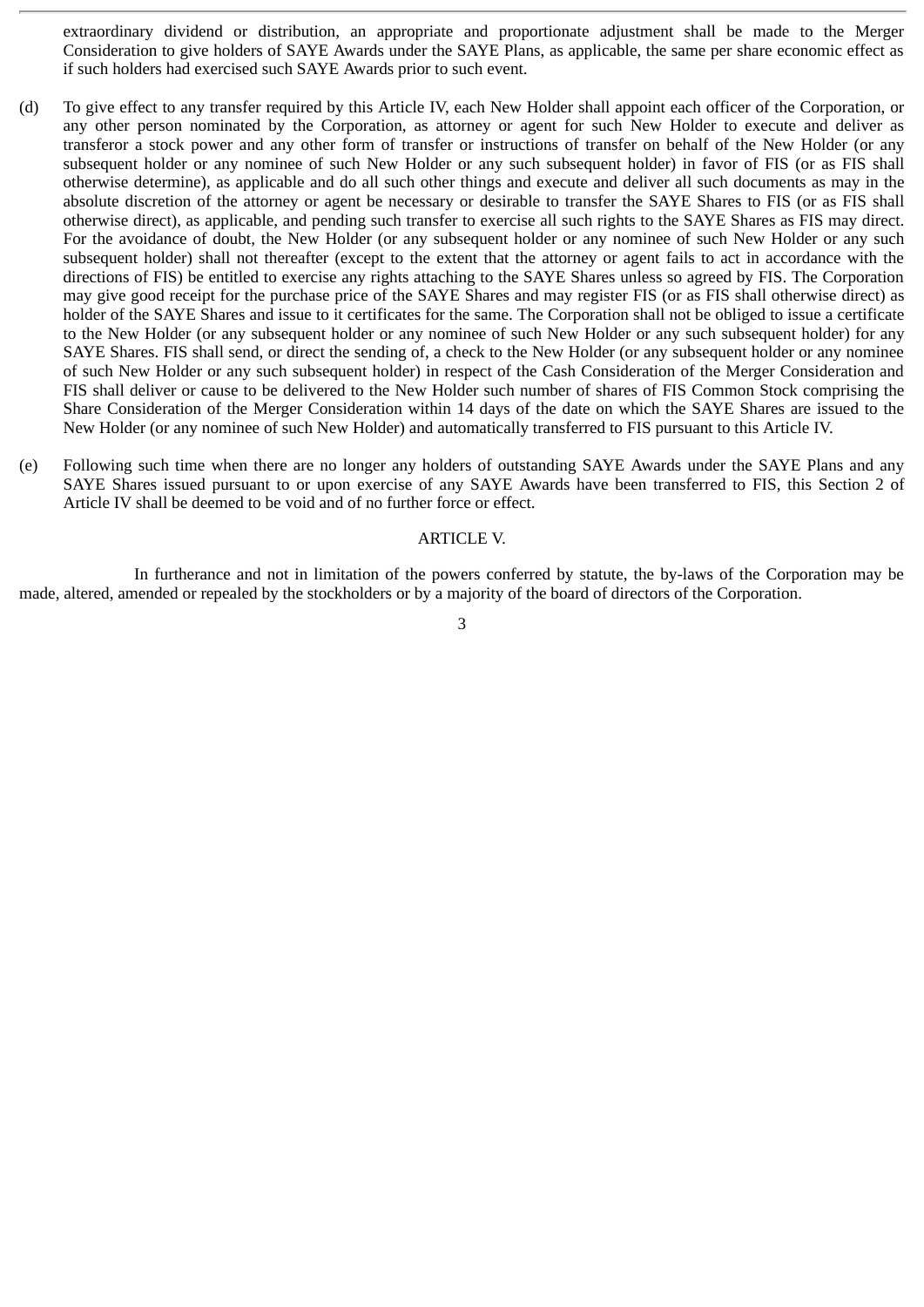extraordinary dividend or distribution, an appropriate and proportionate adjustment shall be made to the Merger Consideration to give holders of SAYE Awards under the SAYE Plans, as applicable, the same per share economic effect as if such holders had exercised such SAYE Awards prior to such event.

(d) To give effect to any transfer required by this Article IV, each New Holder shall appoint each officer of the Corporation, or any other person nominated by the Corporation, as attorney or agent for such New Holder to execute and deliver as transferor a stock power and any other form of transfer or instructions of transfer on behalf of the New Holder (or any subsequent holder or any nominee of such New Holder or any such subsequent holder) in favor of FIS (or as FIS shall otherwise determine), as applicable and do all such other things and execute and deliver all such documents as may in the absolute discretion of the attorney or agent be necessary or desirable to transfer the SAYE Shares to FIS (or as FIS shall otherwise direct), as applicable, and pending such transfer to exercise all such rights to the SAYE Shares as FIS may direct. For the avoidance of doubt, the New Holder (or any subsequent holder or any nominee of such New Holder or any such subsequent holder) shall not thereafter (except to the extent that the attorney or agent fails to act in accordance with the directions of FIS) be entitled to exercise any rights attaching to the SAYE Shares unless so agreed by FIS. The Corporation may give good receipt for the purchase price of the SAYE Shares and may register FIS (or as FIS shall otherwise direct) as holder of the SAYE Shares and issue to it certificates for the same. The Corporation shall not be obliged to issue a certificate to the New Holder (or any subsequent holder or any nominee of such New Holder or any such subsequent holder) for any SAYE Shares. FIS shall send, or direct the sending of, a check to the New Holder (or any subsequent holder or any nominee of such New Holder or any such subsequent holder) in respect of the Cash Consideration of the Merger Consideration and FIS shall deliver or cause to be delivered to the New Holder such number of shares of FIS Common Stock comprising the Share Consideration of the Merger Consideration within 14 days of the date on which the SAYE Shares are issued to the New Holder (or any nominee of such New Holder) and automatically transferred to FIS pursuant to this Article IV.

(e) Following such time when there are no longer any holders of outstanding SAYE Awards under the SAYE Plans and any SAYE Shares issued pursuant to or upon exercise of any SAYE Awards have been transferred to FIS, this Section 2 of Article IV shall be deemed to be void and of no further force or effect.

## ARTICLE V.

In furtherance and not in limitation of the powers conferred by statute, the by-laws of the Corporation may be made, altered, amended or repealed by the stockholders or by a majority of the board of directors of the Corporation.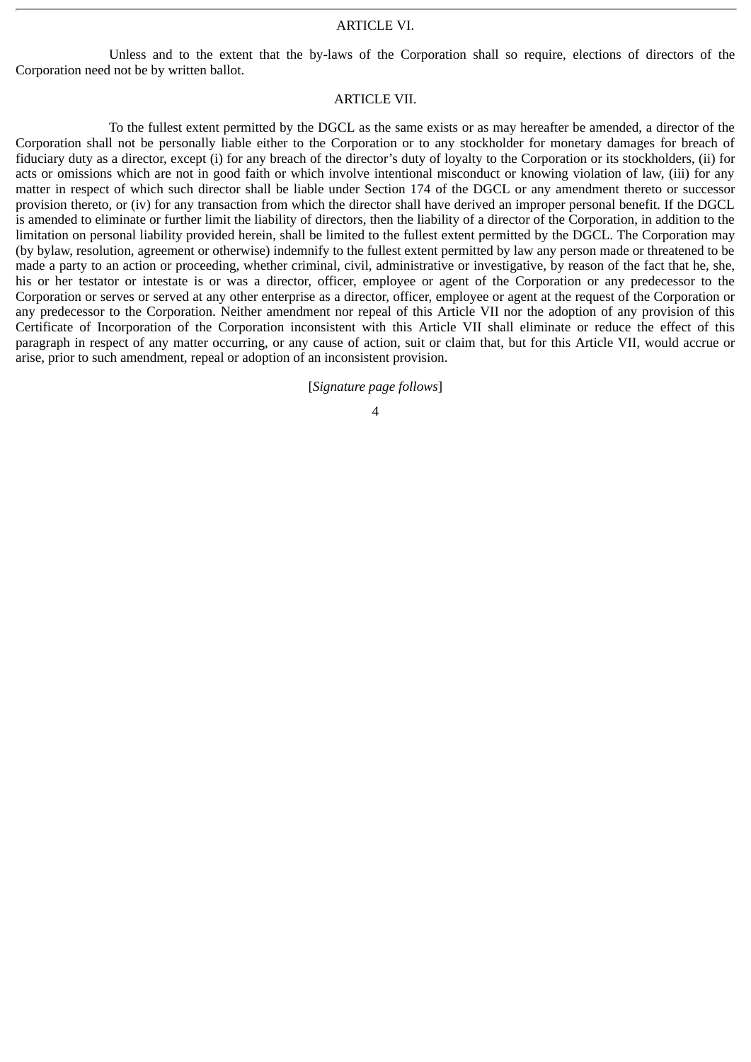## ARTICLE VI.

Unless and to the extent that the by-laws of the Corporation shall so require, elections of directors of the Corporation need not be by written ballot.

## ARTICLE VII.

To the fullest extent permitted by the DGCL as the same exists or as may hereafter be amended, a director of the Corporation shall not be personally liable either to the Corporation or to any stockholder for monetary damages for breach of fiduciary duty as a director, except (i) for any breach of the director's duty of loyalty to the Corporation or its stockholders, (ii) for acts or omissions which are not in good faith or which involve intentional misconduct or knowing violation of law, (iii) for any matter in respect of which such director shall be liable under Section 174 of the DGCL or any amendment thereto or successor provision thereto, or (iv) for any transaction from which the director shall have derived an improper personal benefit. If the DGCL is amended to eliminate or further limit the liability of directors, then the liability of a director of the Corporation, in addition to the limitation on personal liability provided herein, shall be limited to the fullest extent permitted by the DGCL. The Corporation may (by bylaw, resolution, agreement or otherwise) indemnify to the fullest extent permitted by law any person made or threatened to be made a party to an action or proceeding, whether criminal, civil, administrative or investigative, by reason of the fact that he, she, his or her testator or intestate is or was a director, officer, employee or agent of the Corporation or any predecessor to the Corporation or serves or served at any other enterprise as a director, officer, employee or agent at the request of the Corporation or any predecessor to the Corporation. Neither amendment nor repeal of this Article VII nor the adoption of any provision of this Certificate of Incorporation of the Corporation inconsistent with this Article VII shall eliminate or reduce the effect of this paragraph in respect of any matter occurring, or any cause of action, suit or claim that, but for this Article VII, would accrue or arise, prior to such amendment, repeal or adoption of an inconsistent provision.

[*Signature page follows*]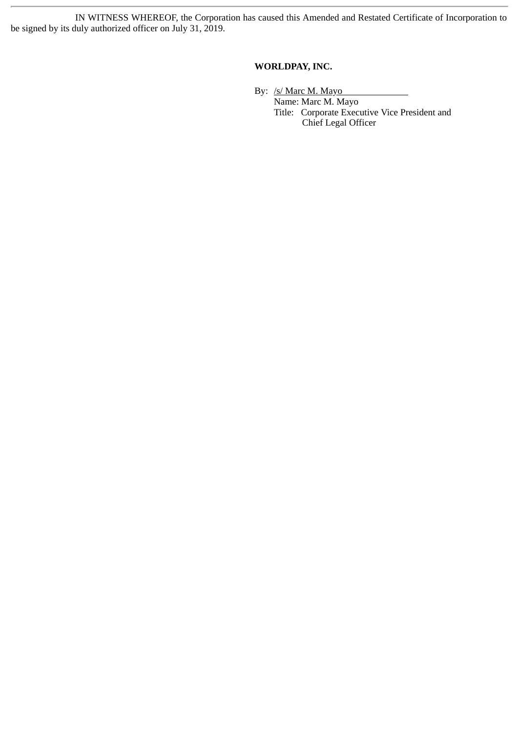IN WITNESS WHEREOF, the Corporation has caused this Amended and Restated Certificate of Incorporation to be signed by its duly authorized officer on July 31, 2019.

**WORLDPAY, INC.**

By: /s/ Marc M. Mayo

Name: Marc M. Mayo

Title: Corporate Executive Vice President and Chief Legal Officer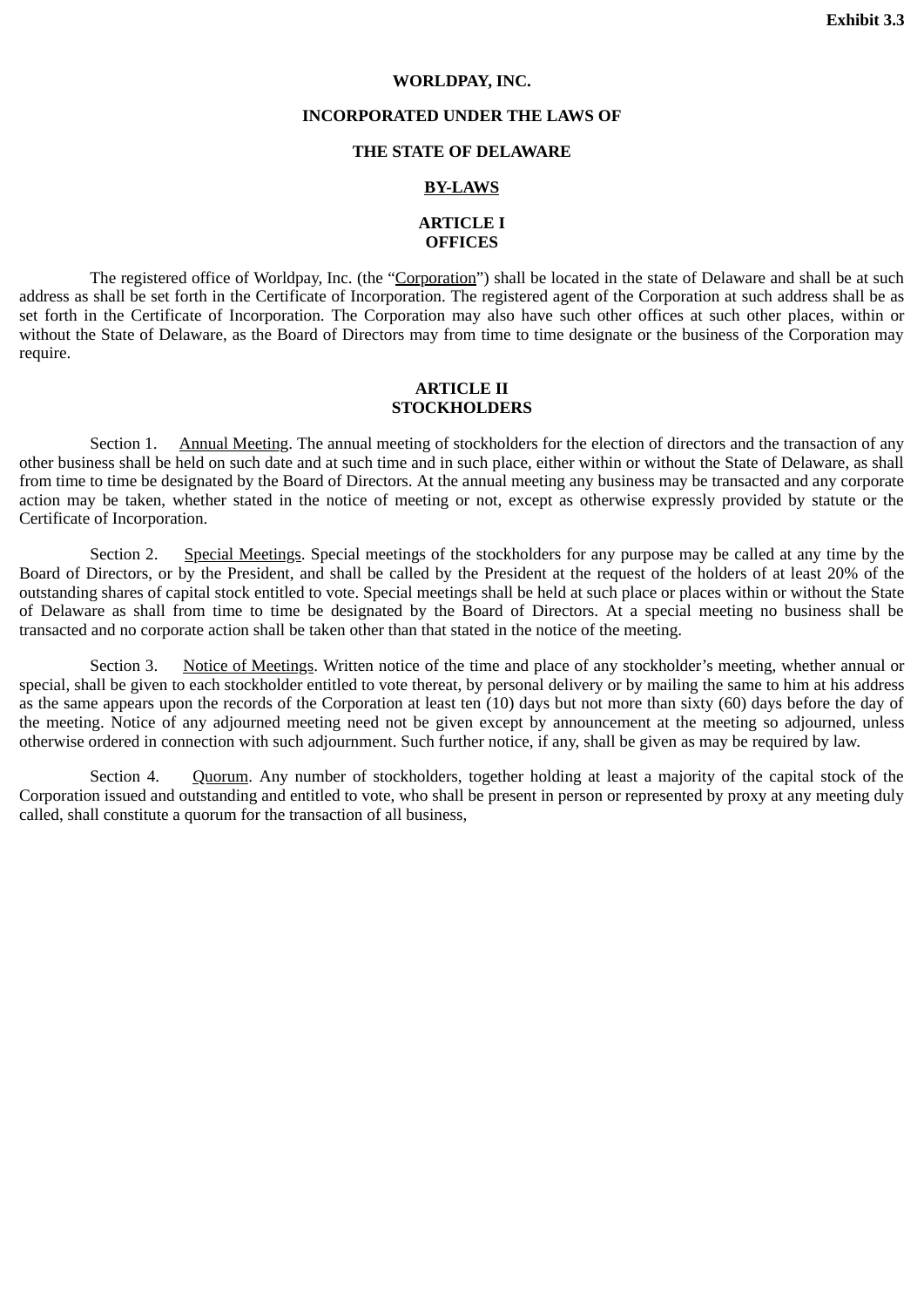**Exhibit 3.3**

**WORLDPAY, INC.**

**INCORPORATED UNDER THE LAWS OF**

**THE STATE OF DELAWARE**

**BY-LAWS**

## ARTICLE I
## OFFICES

The registered office of Worldpay, Inc. (the "Corporation") shall be located in the state of Delaware and shall be at such address as shall be set forth in the Certificate of Incorporation. The registered agent of the Corporation at such address shall be as set forth in the Certificate of Incorporation. The Corporation may also have such other offices at such other places, within or without the State of Delaware, as the Board of Directors may from time to time designate or the business of the Corporation may require.

## ARTICLE II
## STOCKHOLDERS

Section 1. Annual Meeting. The annual meeting of stockholders for the election of directors and the transaction of any other business shall be held on such date and at such time and in such place, either within or without the State of Delaware, as shall from time to time be designated by the Board of Directors. At the annual meeting any business may be transacted and any corporate action may be taken, whether stated in the notice of meeting or not, except as otherwise expressly provided by statute or the Certificate of Incorporation.

Section 2. Special Meetings. Special meetings of the stockholders for any purpose may be called at any time by the Board of Directors, or by the President, and shall be called by the President at the request of the holders of at least 20% of the outstanding shares of capital stock entitled to vote. Special meetings shall be held at such place or places within or without the State of Delaware as shall from time to time be designated by the Board of Directors. At a special meeting no business shall be transacted and no corporate action shall be taken other than that stated in the notice of the meeting.

Section 3. Notice of Meetings. Written notice of the time and place of any stockholder's meeting, whether annual or special, shall be given to each stockholder entitled to vote thereat, by personal delivery or by mailing the same to him at his address as the same appears upon the records of the Corporation at least ten (10) days but not more than sixty (60) days before the day of the meeting. Notice of any adjourned meeting need not be given except by announcement at the meeting so adjourned, unless otherwise ordered in connection with such adjournment. Such further notice, if any, shall be given as may be required by law.

Section 4. Quorum. Any number of stockholders, together holding at least a majority of the capital stock of the Corporation issued and outstanding and entitled to vote, who shall be present in person or represented by proxy at any meeting duly called, shall constitute a quorum for the transaction of all business,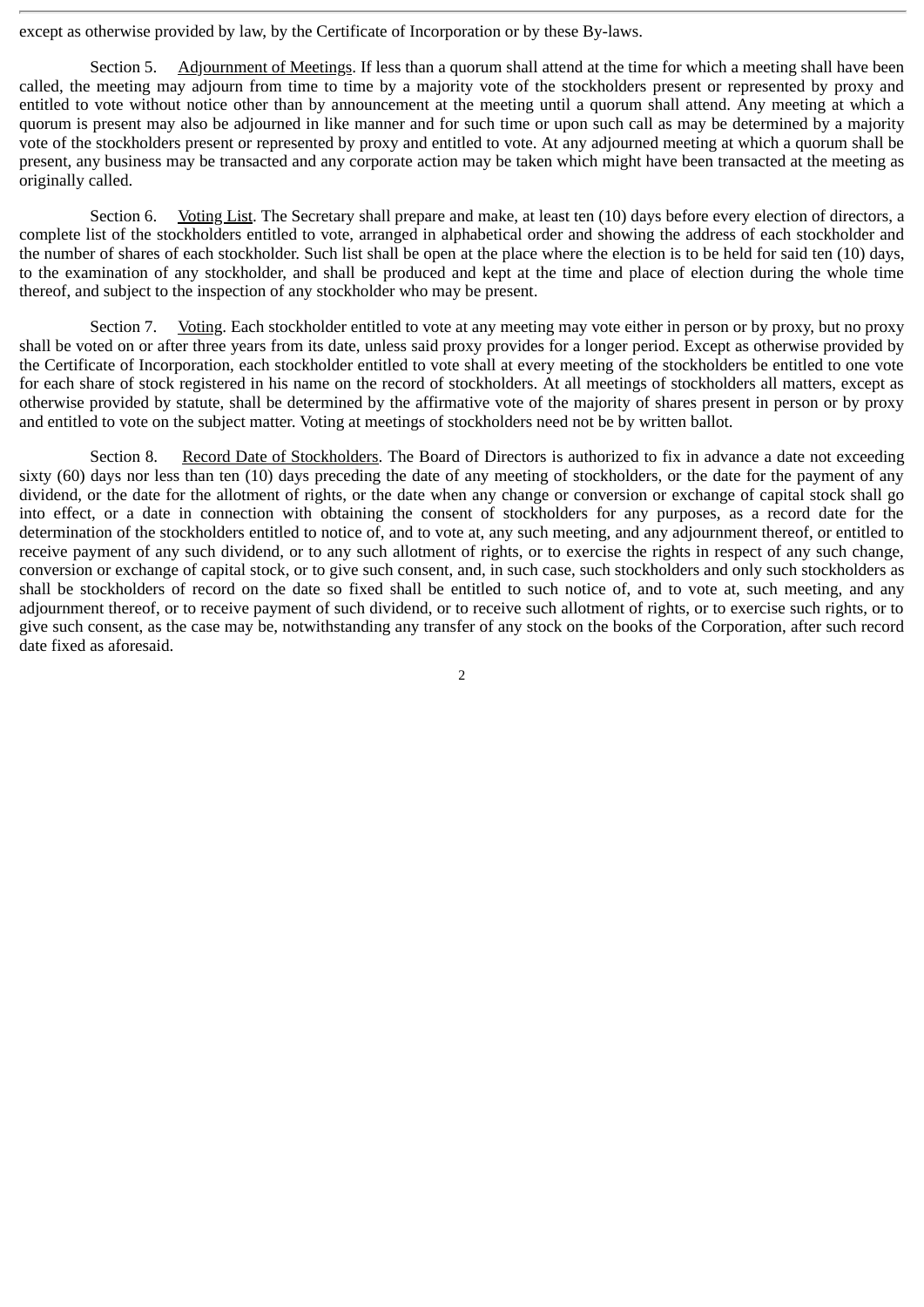except as otherwise provided by law, by the Certificate of Incorporation or by these By-laws.

Section 5. Adjournment of Meetings. If less than a quorum shall attend at the time for which a meeting shall have been called, the meeting may adjourn from time to time by a majority vote of the stockholders present or represented by proxy and entitled to vote without notice other than by announcement at the meeting until a quorum shall attend. Any meeting at which a quorum is present may also be adjourned in like manner and for such time or upon such call as may be determined by a majority vote of the stockholders present or represented by proxy and entitled to vote. At any adjourned meeting at which a quorum shall be present, any business may be transacted and any corporate action may be taken which might have been transacted at the meeting as originally called.

Section 6. Voting List. The Secretary shall prepare and make, at least ten (10) days before every election of directors, a complete list of the stockholders entitled to vote, arranged in alphabetical order and showing the address of each stockholder and the number of shares of each stockholder. Such list shall be open at the place where the election is to be held for said ten (10) days, to the examination of any stockholder, and shall be produced and kept at the time and place of election during the whole time thereof, and subject to the inspection of any stockholder who may be present.

Section 7. Voting. Each stockholder entitled to vote at any meeting may vote either in person or by proxy, but no proxy shall be voted on or after three years from its date, unless said proxy provides for a longer period. Except as otherwise provided by the Certificate of Incorporation, each stockholder entitled to vote shall at every meeting of the stockholders be entitled to one vote for each share of stock registered in his name on the record of stockholders. At all meetings of stockholders all matters, except as otherwise provided by statute, shall be determined by the affirmative vote of the majority of shares present in person or by proxy and entitled to vote on the subject matter. Voting at meetings of stockholders need not be by written ballot.

Section 8. Record Date of Stockholders. The Board of Directors is authorized to fix in advance a date not exceeding sixty (60) days nor less than ten (10) days preceding the date of any meeting of stockholders, or the date for the payment of any dividend, or the date for the allotment of rights, or the date when any change or conversion or exchange of capital stock shall go into effect, or a date in connection with obtaining the consent of stockholders for any purposes, as a record date for the determination of the stockholders entitled to notice of, and to vote at, any such meeting, and any adjournment thereof, or entitled to receive payment of any such dividend, or to any such allotment of rights, or to exercise the rights in respect of any such change, conversion or exchange of capital stock, or to give such consent, and, in such case, such stockholders and only such stockholders as shall be stockholders of record on the date so fixed shall be entitled to such notice of, and to vote at, such meeting, and any adjournment thereof, or to receive payment of such dividend, or to receive such allotment of rights, or to exercise such rights, or to give such consent, as the case may be, notwithstanding any transfer of any stock on the books of the Corporation, after such record date fixed as aforesaid.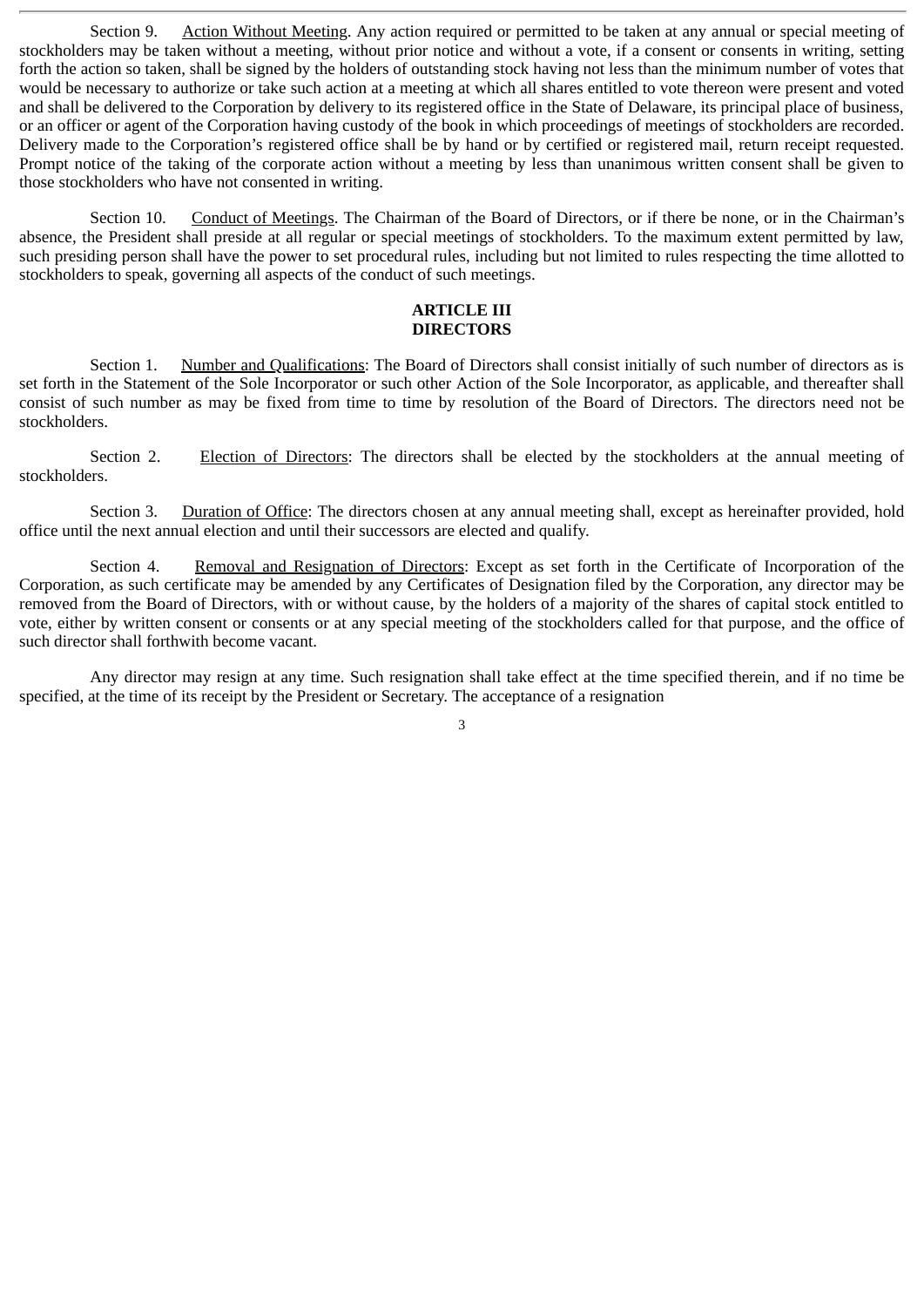Section 9. Action Without Meeting. Any action required or permitted to be taken at any annual or special meeting of stockholders may be taken without a meeting, without prior notice and without a vote, if a consent or consents in writing, setting forth the action so taken, shall be signed by the holders of outstanding stock having not less than the minimum number of votes that would be necessary to authorize or take such action at a meeting at which all shares entitled to vote thereon were present and voted and shall be delivered to the Corporation by delivery to its registered office in the State of Delaware, its principal place of business, or an officer or agent of the Corporation having custody of the book in which proceedings of meetings of stockholders are recorded. Delivery made to the Corporation's registered office shall be by hand or by certified or registered mail, return receipt requested. Prompt notice of the taking of the corporate action without a meeting by less than unanimous written consent shall be given to those stockholders who have not consented in writing.

Section 10. Conduct of Meetings. The Chairman of the Board of Directors, or if there be none, or in the Chairman's absence, the President shall preside at all regular or special meetings of stockholders. To the maximum extent permitted by law, such presiding person shall have the power to set procedural rules, including but not limited to rules respecting the time allotted to stockholders to speak, governing all aspects of the conduct of such meetings.

## ARTICLE III
## DIRECTORS

Section 1. Number and Qualifications: The Board of Directors shall consist initially of such number of directors as is set forth in the Statement of the Sole Incorporator or such other Action of the Sole Incorporator, as applicable, and thereafter shall consist of such number as may be fixed from time to time by resolution of the Board of Directors. The directors need not be stockholders.

Section 2. Election of Directors: The directors shall be elected by the stockholders at the annual meeting of stockholders.

Section 3. Duration of Office: The directors chosen at any annual meeting shall, except as hereinafter provided, hold office until the next annual election and until their successors are elected and qualify.

Section 4. Removal and Resignation of Directors: Except as set forth in the Certificate of Incorporation of the Corporation, as such certificate may be amended by any Certificates of Designation filed by the Corporation, any director may be removed from the Board of Directors, with or without cause, by the holders of a majority of the shares of capital stock entitled to vote, either by written consent or consents or at any special meeting of the stockholders called for that purpose, and the office of such director shall forthwith become vacant.

Any director may resign at any time. Such resignation shall take effect at the time specified therein, and if no time be specified, at the time of its receipt by the President or Secretary. The acceptance of a resignation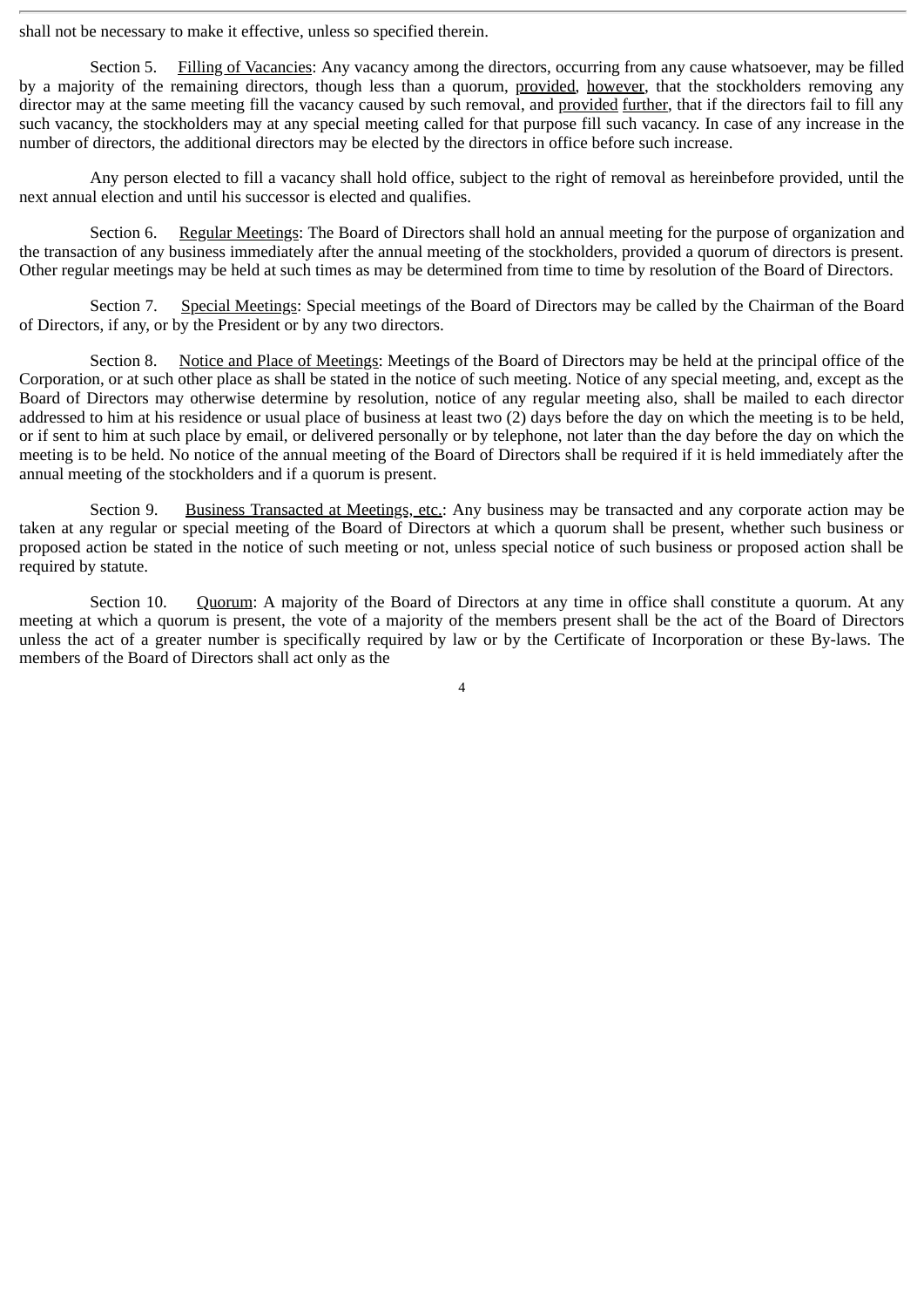shall not be necessary to make it effective, unless so specified therein.

Section 5. Filling of Vacancies: Any vacancy among the directors, occurring from any cause whatsoever, may be filled by a majority of the remaining directors, though less than a quorum, provided, however, that the stockholders removing any director may at the same meeting fill the vacancy caused by such removal, and provided further, that if the directors fail to fill any such vacancy, the stockholders may at any special meeting called for that purpose fill such vacancy. In case of any increase in the number of directors, the additional directors may be elected by the directors in office before such increase.

Any person elected to fill a vacancy shall hold office, subject to the right of removal as hereinbefore provided, until the next annual election and until his successor is elected and qualifies.

Section 6. Regular Meetings: The Board of Directors shall hold an annual meeting for the purpose of organization and the transaction of any business immediately after the annual meeting of the stockholders, provided a quorum of directors is present. Other regular meetings may be held at such times as may be determined from time to time by resolution of the Board of Directors.

Section 7. Special Meetings: Special meetings of the Board of Directors may be called by the Chairman of the Board of Directors, if any, or by the President or by any two directors.

Section 8. Notice and Place of Meetings: Meetings of the Board of Directors may be held at the principal office of the Corporation, or at such other place as shall be stated in the notice of such meeting. Notice of any special meeting, and, except as the Board of Directors may otherwise determine by resolution, notice of any regular meeting also, shall be mailed to each director addressed to him at his residence or usual place of business at least two (2) days before the day on which the meeting is to be held, or if sent to him at such place by email, or delivered personally or by telephone, not later than the day before the day on which the meeting is to be held. No notice of the annual meeting of the Board of Directors shall be required if it is held immediately after the annual meeting of the stockholders and if a quorum is present.

Section 9. Business Transacted at Meetings, etc.: Any business may be transacted and any corporate action may be taken at any regular or special meeting of the Board of Directors at which a quorum shall be present, whether such business or proposed action be stated in the notice of such meeting or not, unless special notice of such business or proposed action shall be required by statute.

Section 10. Quorum: A majority of the Board of Directors at any time in office shall constitute a quorum. At any meeting at which a quorum is present, the vote of a majority of the members present shall be the act of the Board of Directors unless the act of a greater number is specifically required by law or by the Certificate of Incorporation or these By-laws. The members of the Board of Directors shall act only as the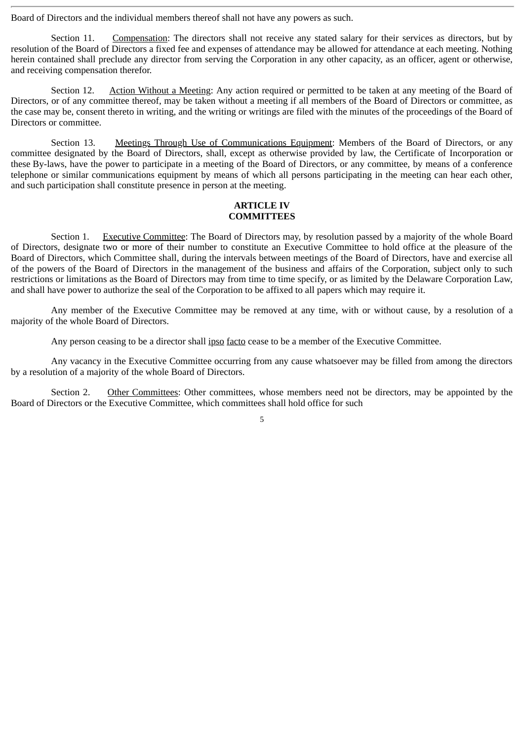Board of Directors and the individual members thereof shall not have any powers as such.

Section 11. Compensation: The directors shall not receive any stated salary for their services as directors, but by resolution of the Board of Directors a fixed fee and expenses of attendance may be allowed for attendance at each meeting. Nothing herein contained shall preclude any director from serving the Corporation in any other capacity, as an officer, agent or otherwise, and receiving compensation therefor.

Section 12. Action Without a Meeting: Any action required or permitted to be taken at any meeting of the Board of Directors, or of any committee thereof, may be taken without a meeting if all members of the Board of Directors or committee, as the case may be, consent thereto in writing, and the writing or writings are filed with the minutes of the proceedings of the Board of Directors or committee.

Section 13. Meetings Through Use of Communications Equipment: Members of the Board of Directors, or any committee designated by the Board of Directors, shall, except as otherwise provided by law, the Certificate of Incorporation or these By-laws, have the power to participate in a meeting of the Board of Directors, or any committee, by means of a conference telephone or similar communications equipment by means of which all persons participating in the meeting can hear each other, and such participation shall constitute presence in person at the meeting.

## ARTICLE IV
## COMMITTEES

Section 1. Executive Committee: The Board of Directors may, by resolution passed by a majority of the whole Board of Directors, designate two or more of their number to constitute an Executive Committee to hold office at the pleasure of the Board of Directors, which Committee shall, during the intervals between meetings of the Board of Directors, have and exercise all of the powers of the Board of Directors in the management of the business and affairs of the Corporation, subject only to such restrictions or limitations as the Board of Directors may from time to time specify, or as limited by the Delaware Corporation Law, and shall have power to authorize the seal of the Corporation to be affixed to all papers which may require it.

Any member of the Executive Committee may be removed at any time, with or without cause, by a resolution of a majority of the whole Board of Directors.

Any person ceasing to be a director shall ipso facto cease to be a member of the Executive Committee.

Any vacancy in the Executive Committee occurring from any cause whatsoever may be filled from among the directors by a resolution of a majority of the whole Board of Directors.

Section 2. Other Committees: Other committees, whose members need not be directors, may be appointed by the Board of Directors or the Executive Committee, which committees shall hold office for such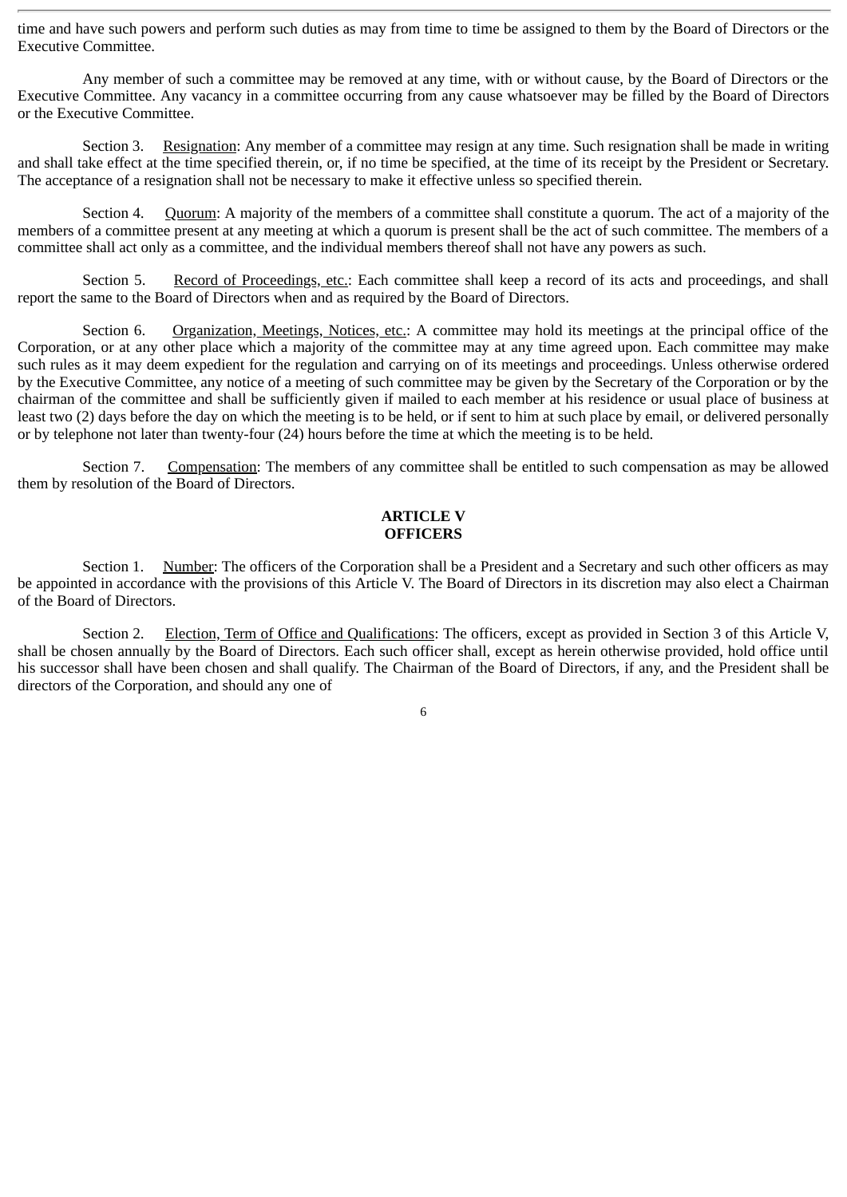time and have such powers and perform such duties as may from time to time be assigned to them by the Board of Directors or the Executive Committee.

Any member of such a committee may be removed at any time, with or without cause, by the Board of Directors or the Executive Committee. Any vacancy in a committee occurring from any cause whatsoever may be filled by the Board of Directors or the Executive Committee.

Section 3. Resignation: Any member of a committee may resign at any time. Such resignation shall be made in writing and shall take effect at the time specified therein, or, if no time be specified, at the time of its receipt by the President or Secretary. The acceptance of a resignation shall not be necessary to make it effective unless so specified therein.

Section 4. Quorum: A majority of the members of a committee shall constitute a quorum. The act of a majority of the members of a committee present at any meeting at which a quorum is present shall be the act of such committee. The members of a committee shall act only as a committee, and the individual members thereof shall not have any powers as such.

Section 5. Record of Proceedings, etc.: Each committee shall keep a record of its acts and proceedings, and shall report the same to the Board of Directors when and as required by the Board of Directors.

Section 6. Organization, Meetings, Notices, etc.: A committee may hold its meetings at the principal office of the Corporation, or at any other place which a majority of the committee may at any time agreed upon. Each committee may make such rules as it may deem expedient for the regulation and carrying on of its meetings and proceedings. Unless otherwise ordered by the Executive Committee, any notice of a meeting of such committee may be given by the Secretary of the Corporation or by the chairman of the committee and shall be sufficiently given if mailed to each member at his residence or usual place of business at least two (2) days before the day on which the meeting is to be held, or if sent to him at such place by email, or delivered personally or by telephone not later than twenty-four (24) hours before the time at which the meeting is to be held.

Section 7. Compensation: The members of any committee shall be entitled to such compensation as may be allowed them by resolution of the Board of Directors.

## ARTICLE V
## OFFICERS

Section 1. Number: The officers of the Corporation shall be a President and a Secretary and such other officers as may be appointed in accordance with the provisions of this Article V. The Board of Directors in its discretion may also elect a Chairman of the Board of Directors.

Section 2. Election, Term of Office and Qualifications: The officers, except as provided in Section 3 of this Article V, shall be chosen annually by the Board of Directors. Each such officer shall, except as herein otherwise provided, hold office until his successor shall have been chosen and shall qualify. The Chairman of the Board of Directors, if any, and the President shall be directors of the Corporation, and should any one of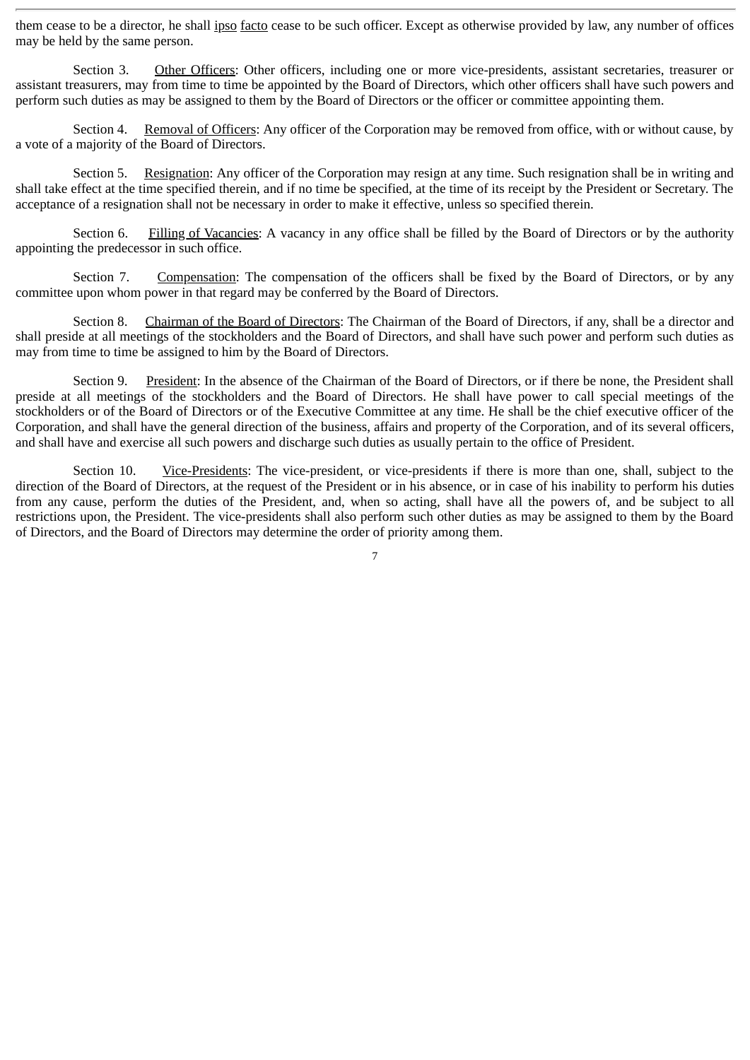them cease to be a director, he shall ipso facto cease to be such officer. Except as otherwise provided by law, any number of offices may be held by the same person.

Section 3. Other Officers: Other officers, including one or more vice-presidents, assistant secretaries, treasurer or assistant treasurers, may from time to time be appointed by the Board of Directors, which other officers shall have such powers and perform such duties as may be assigned to them by the Board of Directors or the officer or committee appointing them.

Section 4. Removal of Officers: Any officer of the Corporation may be removed from office, with or without cause, by a vote of a majority of the Board of Directors.

Section 5. Resignation: Any officer of the Corporation may resign at any time. Such resignation shall be in writing and shall take effect at the time specified therein, and if no time be specified, at the time of its receipt by the President or Secretary. The acceptance of a resignation shall not be necessary in order to make it effective, unless so specified therein.

Section 6. Filling of Vacancies: A vacancy in any office shall be filled by the Board of Directors or by the authority appointing the predecessor in such office.

Section 7. Compensation: The compensation of the officers shall be fixed by the Board of Directors, or by any committee upon whom power in that regard may be conferred by the Board of Directors.

Section 8. Chairman of the Board of Directors: The Chairman of the Board of Directors, if any, shall be a director and shall preside at all meetings of the stockholders and the Board of Directors, and shall have such power and perform such duties as may from time to time be assigned to him by the Board of Directors.

Section 9. President: In the absence of the Chairman of the Board of Directors, or if there be none, the President shall preside at all meetings of the stockholders and the Board of Directors. He shall have power to call special meetings of the stockholders or of the Board of Directors or of the Executive Committee at any time. He shall be the chief executive officer of the Corporation, and shall have the general direction of the business, affairs and property of the Corporation, and of its several officers, and shall have and exercise all such powers and discharge such duties as usually pertain to the office of President.

Section 10. Vice-Presidents: The vice-president, or vice-presidents if there is more than one, shall, subject to the direction of the Board of Directors, at the request of the President or in his absence, or in case of his inability to perform his duties from any cause, perform the duties of the President, and, when so acting, shall have all the powers of, and be subject to all restrictions upon, the President. The vice-presidents shall also perform such other duties as may be assigned to them by the Board of Directors, and the Board of Directors may determine the order of priority among them.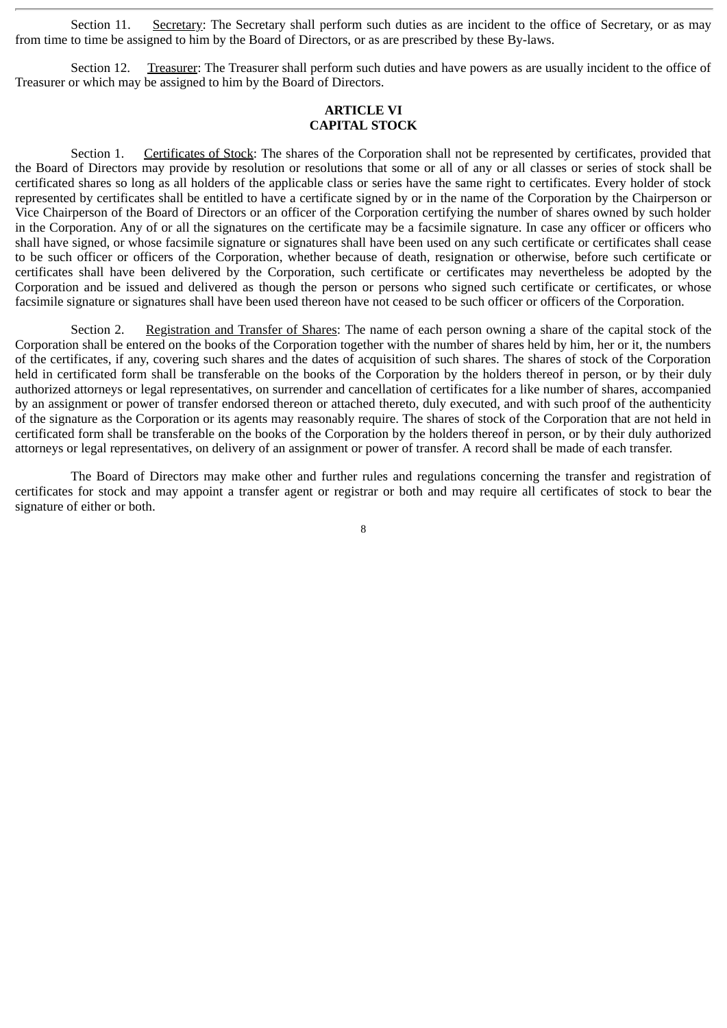Section 11. Secretary: The Secretary shall perform such duties as are incident to the office of Secretary, or as may from time to time be assigned to him by the Board of Directors, or as are prescribed by these By-laws.

Section 12. Treasurer: The Treasurer shall perform such duties and have powers as are usually incident to the office of Treasurer or which may be assigned to him by the Board of Directors.

## ARTICLE VI
## CAPITAL STOCK

Section 1. Certificates of Stock: The shares of the Corporation shall not be represented by certificates, provided that the Board of Directors may provide by resolution or resolutions that some or all of any or all classes or series of stock shall be certificated shares so long as all holders of the applicable class or series have the same right to certificates. Every holder of stock represented by certificates shall be entitled to have a certificate signed by or in the name of the Corporation by the Chairperson or Vice Chairperson of the Board of Directors or an officer of the Corporation certifying the number of shares owned by such holder in the Corporation. Any of or all the signatures on the certificate may be a facsimile signature. In case any officer or officers who shall have signed, or whose facsimile signature or signatures shall have been used on any such certificate or certificates shall cease to be such officer or officers of the Corporation, whether because of death, resignation or otherwise, before such certificate or certificates shall have been delivered by the Corporation, such certificate or certificates may nevertheless be adopted by the Corporation and be issued and delivered as though the person or persons who signed such certificate or certificates, or whose facsimile signature or signatures shall have been used thereon have not ceased to be such officer or officers of the Corporation.

Section 2. Registration and Transfer of Shares: The name of each person owning a share of the capital stock of the Corporation shall be entered on the books of the Corporation together with the number of shares held by him, her or it, the numbers of the certificates, if any, covering such shares and the dates of acquisition of such shares. The shares of stock of the Corporation held in certificated form shall be transferable on the books of the Corporation by the holders thereof in person, or by their duly authorized attorneys or legal representatives, on surrender and cancellation of certificates for a like number of shares, accompanied by an assignment or power of transfer endorsed thereon or attached thereto, duly executed, and with such proof of the authenticity of the signature as the Corporation or its agents may reasonably require. The shares of stock of the Corporation that are not held in certificated form shall be transferable on the books of the Corporation by the holders thereof in person, or by their duly authorized attorneys or legal representatives, on delivery of an assignment or power of transfer. A record shall be made of each transfer.

The Board of Directors may make other and further rules and regulations concerning the transfer and registration of certificates for stock and may appoint a transfer agent or registrar or both and may require all certificates of stock to bear the signature of either or both.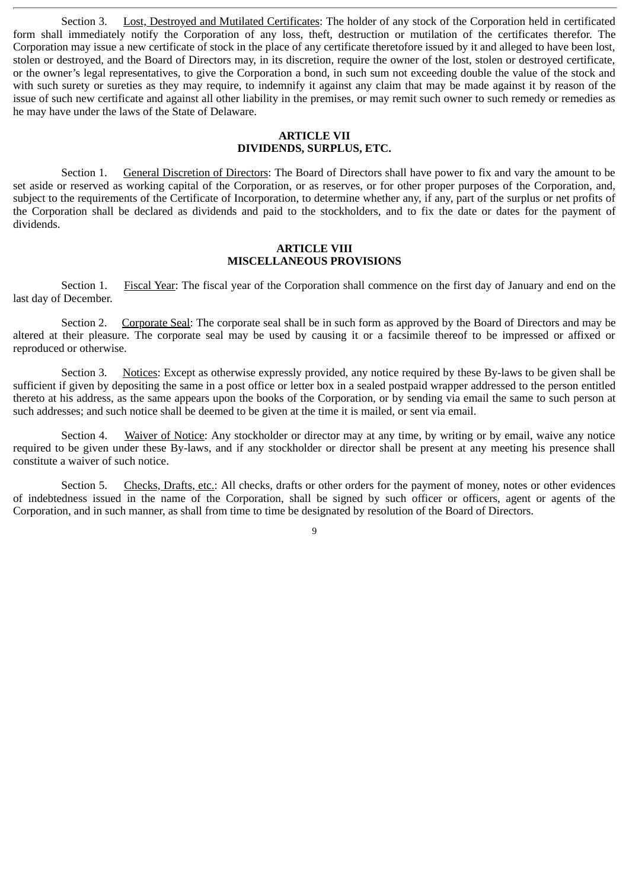Section 3. Lost, Destroyed and Mutilated Certificates: The holder of any stock of the Corporation held in certificated form shall immediately notify the Corporation of any loss, theft, destruction or mutilation of the certificates therefor. The Corporation may issue a new certificate of stock in the place of any certificate theretofore issued by it and alleged to have been lost, stolen or destroyed, and the Board of Directors may, in its discretion, require the owner of the lost, stolen or destroyed certificate, or the owner's legal representatives, to give the Corporation a bond, in such sum not exceeding double the value of the stock and with such surety or sureties as they may require, to indemnify it against any claim that may be made against it by reason of the issue of such new certificate and against all other liability in the premises, or may remit such owner to such remedy or remedies as he may have under the laws of the State of Delaware.

## ARTICLE VII
## DIVIDENDS, SURPLUS, ETC.

Section 1. General Discretion of Directors: The Board of Directors shall have power to fix and vary the amount to be set aside or reserved as working capital of the Corporation, or as reserves, or for other proper purposes of the Corporation, and, subject to the requirements of the Certificate of Incorporation, to determine whether any, if any, part of the surplus or net profits of the Corporation shall be declared as dividends and paid to the stockholders, and to fix the date or dates for the payment of dividends.

## ARTICLE VIII
## MISCELLANEOUS PROVISIONS

Section 1. Fiscal Year: The fiscal year of the Corporation shall commence on the first day of January and end on the last day of December.

Section 2. Corporate Seal: The corporate seal shall be in such form as approved by the Board of Directors and may be altered at their pleasure. The corporate seal may be used by causing it or a facsimile thereof to be impressed or affixed or reproduced or otherwise.

Section 3. Notices: Except as otherwise expressly provided, any notice required by these By-laws to be given shall be sufficient if given by depositing the same in a post office or letter box in a sealed postpaid wrapper addressed to the person entitled thereto at his address, as the same appears upon the books of the Corporation, or by sending via email the same to such person at such addresses; and such notice shall be deemed to be given at the time it is mailed, or sent via email.

Section 4. Waiver of Notice: Any stockholder or director may at any time, by writing or by email, waive any notice required to be given under these By-laws, and if any stockholder or director shall be present at any meeting his presence shall constitute a waiver of such notice.

Section 5. Checks, Drafts, etc.: All checks, drafts or other orders for the payment of money, notes or other evidences of indebtedness issued in the name of the Corporation, shall be signed by such officer or officers, agent or agents of the Corporation, and in such manner, as shall from time to time be designated by resolution of the Board of Directors.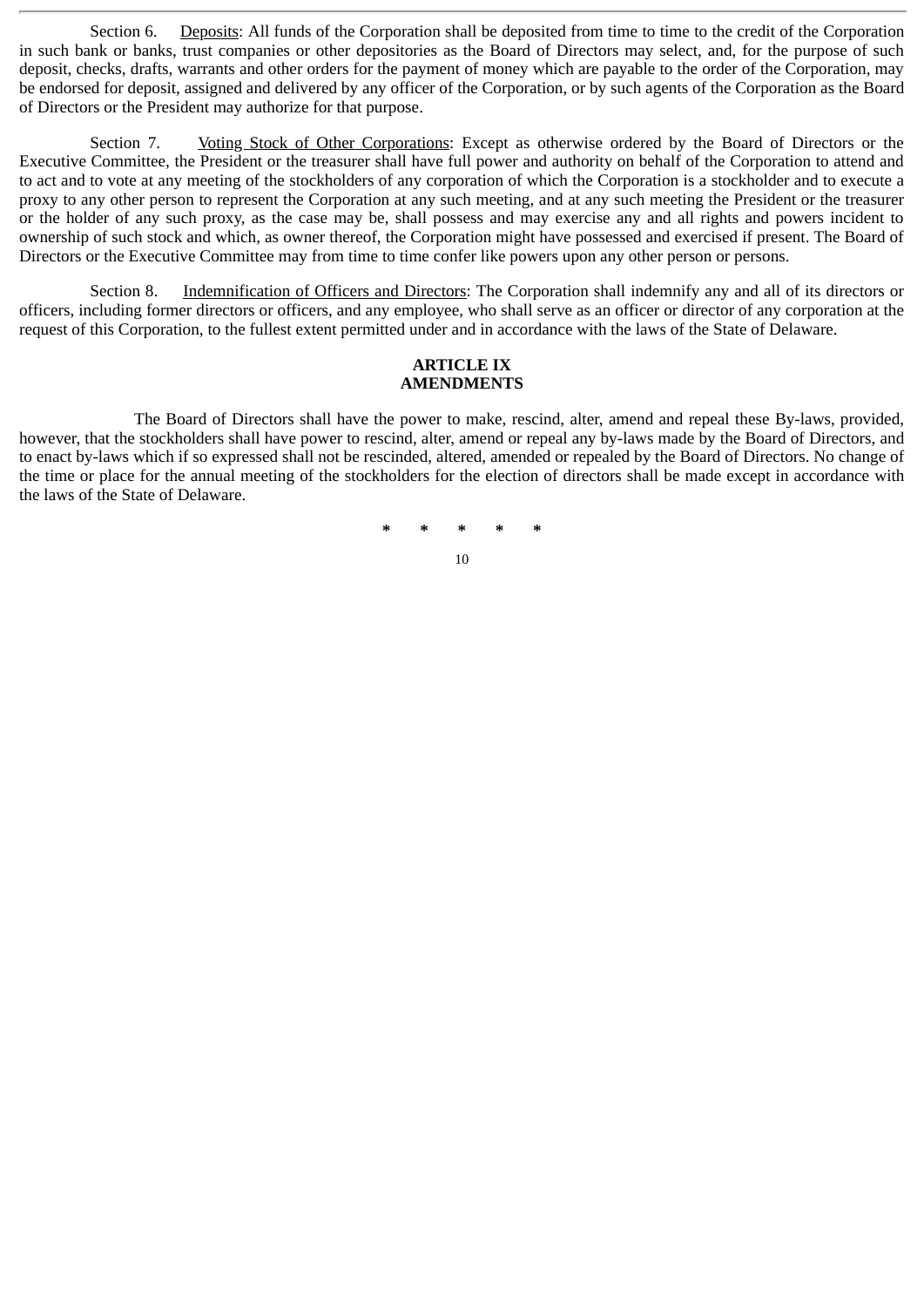Section 6. Deposits: All funds of the Corporation shall be deposited from time to time to the credit of the Corporation in such bank or banks, trust companies or other depositories as the Board of Directors may select, and, for the purpose of such deposit, checks, drafts, warrants and other orders for the payment of money which are payable to the order of the Corporation, may be endorsed for deposit, assigned and delivered by any officer of the Corporation, or by such agents of the Corporation as the Board of Directors or the President may authorize for that purpose.

Section 7. Voting Stock of Other Corporations: Except as otherwise ordered by the Board of Directors or the Executive Committee, the President or the treasurer shall have full power and authority on behalf of the Corporation to attend and to act and to vote at any meeting of the stockholders of any corporation of which the Corporation is a stockholder and to execute a proxy to any other person to represent the Corporation at any such meeting, and at any such meeting the President or the treasurer or the holder of any such proxy, as the case may be, shall possess and may exercise any and all rights and powers incident to ownership of such stock and which, as owner thereof, the Corporation might have possessed and exercised if present. The Board of Directors or the Executive Committee may from time to time confer like powers upon any other person or persons.

Section 8. Indemnification of Officers and Directors: The Corporation shall indemnify any and all of its directors or officers, including former directors or officers, and any employee, who shall serve as an officer or director of any corporation at the request of this Corporation, to the fullest extent permitted under and in accordance with the laws of the State of Delaware.

## ARTICLE IX
## AMENDMENTS

The Board of Directors shall have the power to make, rescind, alter, amend and repeal these By-laws, provided, however, that the stockholders shall have power to rescind, alter, amend or repeal any by-laws made by the Board of Directors, and to enact by-laws which if so expressed shall not be rescinded, altered, amended or repealed by the Board of Directors. No change of the time or place for the annual meeting of the stockholders for the election of directors shall be made except in accordance with the laws of the State of Delaware.

* * * * *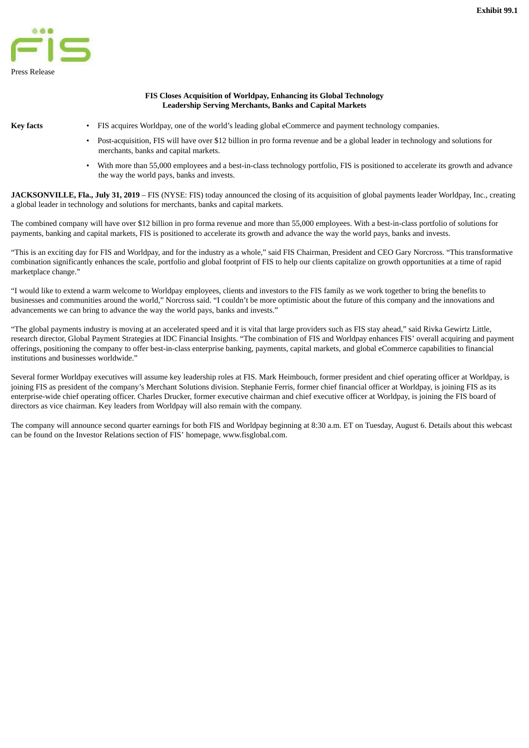Exhibit 99.1

Press Release

**FIS Closes Acquisition of Worldpay, Enhancing its Global Technology Leadership Serving Merchants, Banks and Capital Markets**

**Key facts**

- FIS acquires Worldpay, one of the world's leading global eCommerce and payment technology companies.
- Post-acquisition, FIS will have over $12 billion in pro forma revenue and be a global leader in technology and solutions for merchants, banks and capital markets.
- With more than 55,000 employees and a best-in-class technology portfolio, FIS is positioned to accelerate its growth and advance the way the world pays, banks and invests.

**JACKSONVILLE, Fla., July 31, 2019** – FIS (NYSE: FIS) today announced the closing of its acquisition of global payments leader Worldpay, Inc., creating a global leader in technology and solutions for merchants, banks and capital markets.

The combined company will have over $12 billion in pro forma revenue and more than 55,000 employees. With a best-in-class portfolio of solutions for payments, banking and capital markets, FIS is positioned to accelerate its growth and advance the way the world pays, banks and invests.

"This is an exciting day for FIS and Worldpay, and for the industry as a whole," said FIS Chairman, President and CEO Gary Norcross. "This transformative combination significantly enhances the scale, portfolio and global footprint of FIS to help our clients capitalize on growth opportunities at a time of rapid marketplace change."

"I would like to extend a warm welcome to Worldpay employees, clients and investors to the FIS family as we work together to bring the benefits to businesses and communities around the world," Norcross said. "I couldn't be more optimistic about the future of this company and the innovations and advancements we can bring to advance the way the world pays, banks and invests."

"The global payments industry is moving at an accelerated speed and it is vital that large providers such as FIS stay ahead," said Rivka Gewirtz Little, research director, Global Payment Strategies at IDC Financial Insights. "The combination of FIS and Worldpay enhances FIS' overall acquiring and payment offerings, positioning the company to offer best-in-class enterprise banking, payments, capital markets, and global eCommerce capabilities to financial institutions and businesses worldwide."

Several former Worldpay executives will assume key leadership roles at FIS. Mark Heimbouch, former president and chief operating officer at Worldpay, is joining FIS as president of the company's Merchant Solutions division. Stephanie Ferris, former chief financial officer at Worldpay, is joining FIS as its enterprise-wide chief operating officer. Charles Drucker, former executive chairman and chief executive officer at Worldpay, is joining the FIS board of directors as vice chairman. Key leaders from Worldpay will also remain with the company.

The company will announce second quarter earnings for both FIS and Worldpay beginning at 8:30 a.m. ET on Tuesday, August 6. Details about this webcast can be found on the Investor Relations section of FIS' homepage, www.fisglobal.com.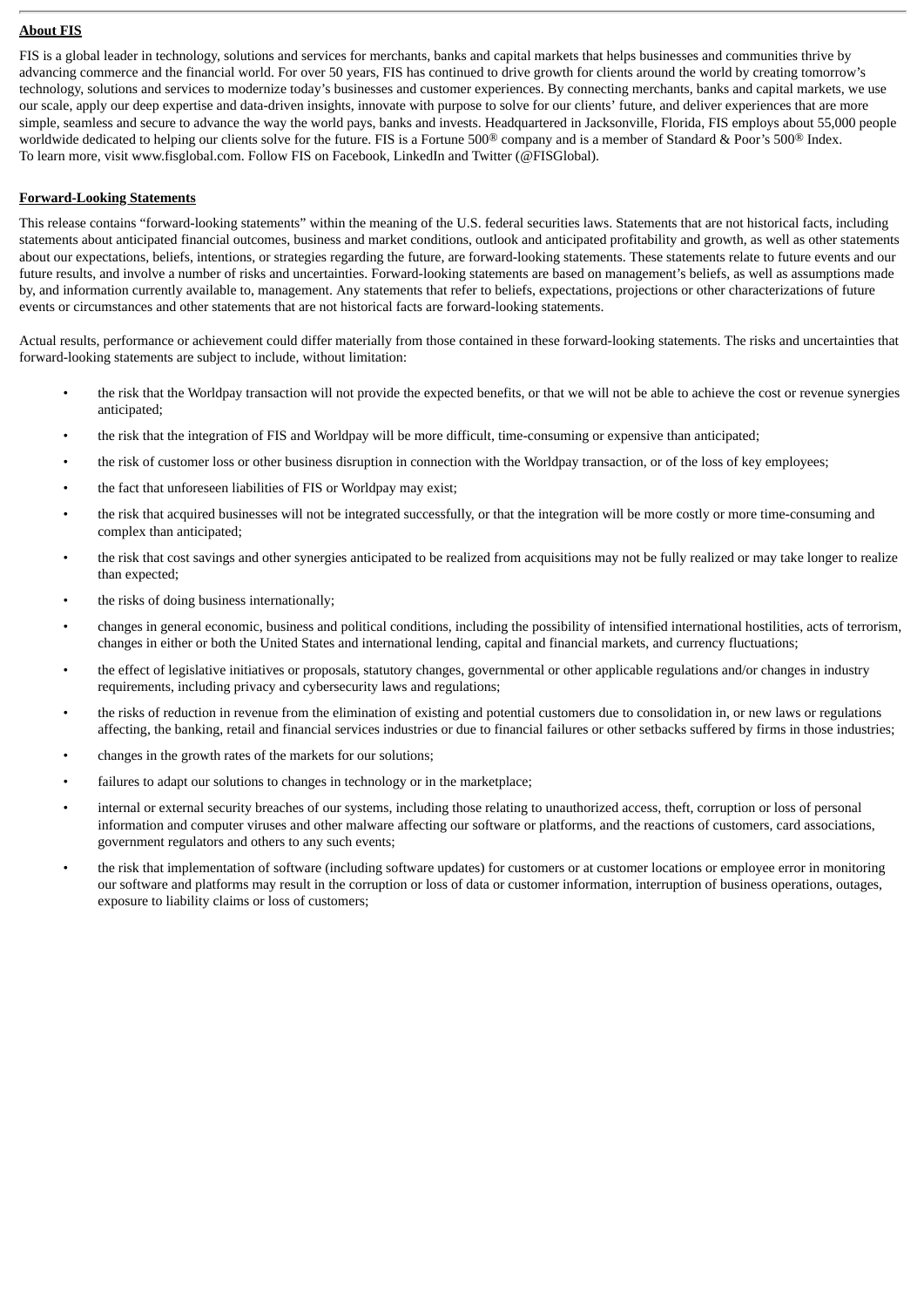**About FIS**

FIS is a global leader in technology, solutions and services for merchants, banks and capital markets that helps businesses and communities thrive by advancing commerce and the financial world. For over 50 years, FIS has continued to drive growth for clients around the world by creating tomorrow's technology, solutions and services to modernize today's businesses and customer experiences. By connecting merchants, banks and capital markets, we use our scale, apply our deep expertise and data-driven insights, innovate with purpose to solve for our clients' future, and deliver experiences that are more simple, seamless and secure to advance the way the world pays, banks and invests. Headquartered in Jacksonville, Florida, FIS employs about 55,000 people worldwide dedicated to helping our clients solve for the future. FIS is a Fortune 500® company and is a member of Standard & Poor's 500® Index. To learn more, visit www.fisglobal.com. Follow FIS on Facebook, LinkedIn and Twitter (@FISGlobal).

**Forward-Looking Statements**

This release contains "forward-looking statements" within the meaning of the U.S. federal securities laws. Statements that are not historical facts, including statements about anticipated financial outcomes, business and market conditions, outlook and anticipated profitability and growth, as well as other statements about our expectations, beliefs, intentions, or strategies regarding the future, are forward-looking statements. These statements relate to future events and our future results, and involve a number of risks and uncertainties. Forward-looking statements are based on management's beliefs, as well as assumptions made by, and information currently available to, management. Any statements that refer to beliefs, expectations, projections or other characterizations of future events or circumstances and other statements that are not historical facts are forward-looking statements.

Actual results, performance or achievement could differ materially from those contained in these forward-looking statements. The risks and uncertainties that forward-looking statements are subject to include, without limitation:

- the risk that the Worldpay transaction will not provide the expected benefits, or that we will not be able to achieve the cost or revenue synergies anticipated;
- the risk that the integration of FIS and Worldpay will be more difficult, time-consuming or expensive than anticipated;
- the risk of customer loss or other business disruption in connection with the Worldpay transaction, or of the loss of key employees;
- the fact that unforeseen liabilities of FIS or Worldpay may exist;
- the risk that acquired businesses will not be integrated successfully, or that the integration will be more costly or more time-consuming and complex than anticipated;
- the risk that cost savings and other synergies anticipated to be realized from acquisitions may not be fully realized or may take longer to realize than expected;
- the risks of doing business internationally;
- changes in general economic, business and political conditions, including the possibility of intensified international hostilities, acts of terrorism, changes in either or both the United States and international lending, capital and financial markets, and currency fluctuations;
- the effect of legislative initiatives or proposals, statutory changes, governmental or other applicable regulations and/or changes in industry requirements, including privacy and cybersecurity laws and regulations;
- the risks of reduction in revenue from the elimination of existing and potential customers due to consolidation in, or new laws or regulations affecting, the banking, retail and financial services industries or due to financial failures or other setbacks suffered by firms in those industries;
- changes in the growth rates of the markets for our solutions;
- failures to adapt our solutions to changes in technology or in the marketplace;
- internal or external security breaches of our systems, including those relating to unauthorized access, theft, corruption or loss of personal information and computer viruses and other malware affecting our software or platforms, and the reactions of customers, card associations, government regulators and others to any such events;
- the risk that implementation of software (including software updates) for customers or at customer locations or employee error in monitoring our software and platforms may result in the corruption or loss of data or customer information, interruption of business operations, outages, exposure to liability claims or loss of customers;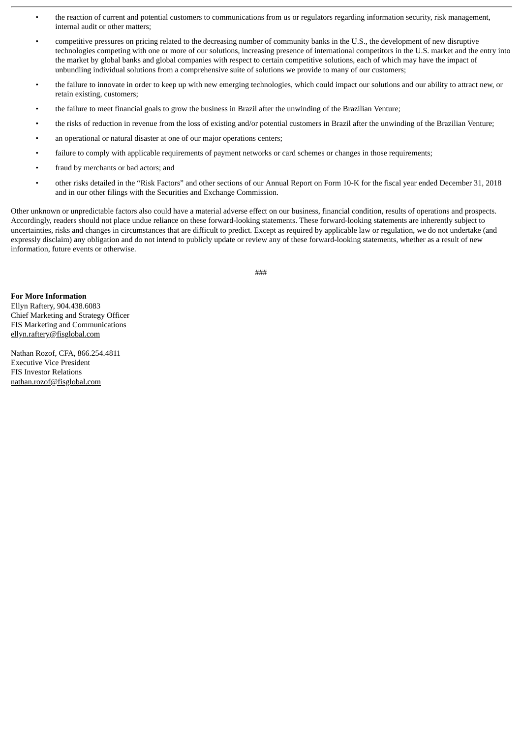- the reaction of current and potential customers to communications from us or regulators regarding information security, risk management, internal audit or other matters;
- competitive pressures on pricing related to the decreasing number of community banks in the U.S., the development of new disruptive technologies competing with one or more of our solutions, increasing presence of international competitors in the U.S. market and the entry into the market by global banks and global companies with respect to certain competitive solutions, each of which may have the impact of unbundling individual solutions from a comprehensive suite of solutions we provide to many of our customers;
- the failure to innovate in order to keep up with new emerging technologies, which could impact our solutions and our ability to attract new, or retain existing, customers;
- the failure to meet financial goals to grow the business in Brazil after the unwinding of the Brazilian Venture;
- the risks of reduction in revenue from the loss of existing and/or potential customers in Brazil after the unwinding of the Brazilian Venture;
- an operational or natural disaster at one of our major operations centers;
- failure to comply with applicable requirements of payment networks or card schemes or changes in those requirements;
- fraud by merchants or bad actors; and
- other risks detailed in the "Risk Factors" and other sections of our Annual Report on Form 10-K for the fiscal year ended December 31, 2018 and in our other filings with the Securities and Exchange Commission.

Other unknown or unpredictable factors also could have a material adverse effect on our business, financial condition, results of operations and prospects. Accordingly, readers should not place undue reliance on these forward-looking statements. These forward-looking statements are inherently subject to uncertainties, risks and changes in circumstances that are difficult to predict. Except as required by applicable law or regulation, we do not undertake (and expressly disclaim) any obligation and do not intend to publicly update or review any of these forward-looking statements, whether as a result of new information, future events or otherwise.

###

**For More Information**
Ellyn Raftery, 904.438.6083
Chief Marketing and Strategy Officer
FIS Marketing and Communications
ellyn.raftery@fisglobal.com

Nathan Rozof, CFA, 866.254.4811
Executive Vice President
FIS Investor Relations
nathan.rozof@fisglobal.com